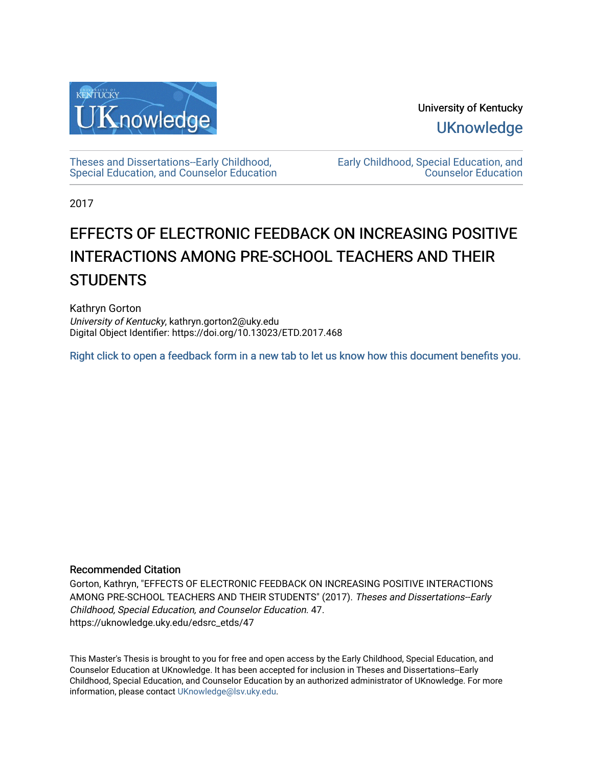University of Kentucky

UKnowledge

Theses and Dissertations--Early Childhood, Special Education, and Counselor Education

Early Childhood, Special Education, and Counselor Education

2017

# EFFECTS OF ELECTRONIC FEEDBACK ON INCREASING POSITIVE INTERACTIONS AMONG PRE-SCHOOL TEACHERS AND THEIR STUDENTS

Kathryn Gorton
*University of Kentucky*, kathryn.gorton2@uky.edu
Digital Object Identifier: https://doi.org/10.13023/ETD.2017.468

Right click to open a feedback form in a new tab to let us know how this document benefits you.

### Recommended Citation

Gorton, Kathryn, "EFFECTS OF ELECTRONIC FEEDBACK ON INCREASING POSITIVE INTERACTIONS AMONG PRE-SCHOOL TEACHERS AND THEIR STUDENTS" (2017). *Theses and Dissertations--Early Childhood, Special Education, and Counselor Education*. 47.
https://uknowledge.uky.edu/edsrc_etds/47

This Master's Thesis is brought to you for free and open access by the Early Childhood, Special Education, and Counselor Education at UKnowledge. It has been accepted for inclusion in Theses and Dissertations--Early Childhood, Special Education, and Counselor Education by an authorized administrator of UKnowledge. For more information, please contact UKnowledge@lsv.uky.edu.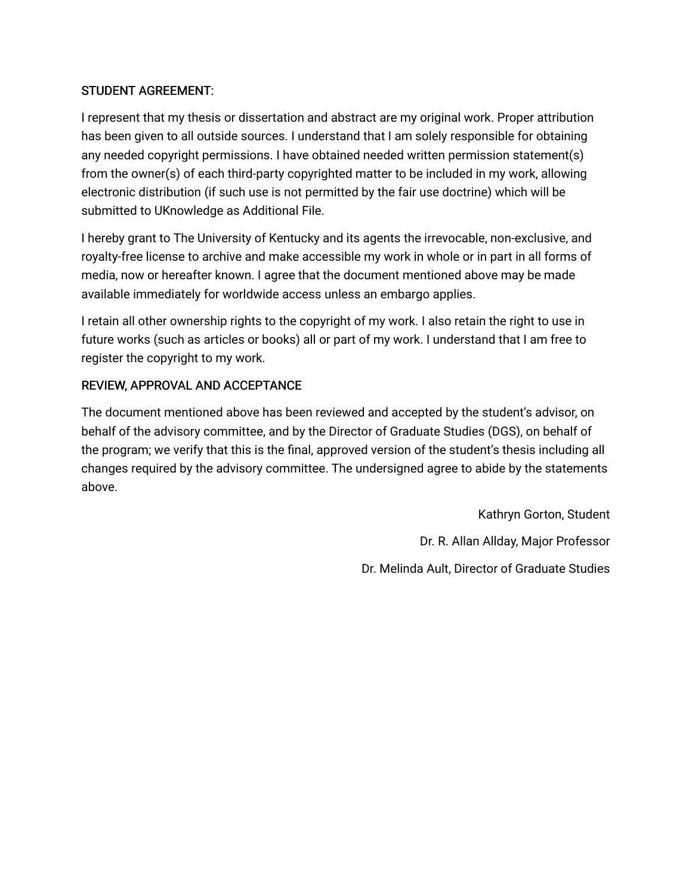STUDENT AGREEMENT:

I represent that my thesis or dissertation and abstract are my original work. Proper attribution has been given to all outside sources. I understand that I am solely responsible for obtaining any needed copyright permissions. I have obtained needed written permission statement(s) from the owner(s) of each third-party copyrighted matter to be included in my work, allowing electronic distribution (if such use is not permitted by the fair use doctrine) which will be submitted to UKnowledge as Additional File.

I hereby grant to The University of Kentucky and its agents the irrevocable, non-exclusive, and royalty-free license to archive and make accessible my work in whole or in part in all forms of media, now or hereafter known. I agree that the document mentioned above may be made available immediately for worldwide access unless an embargo applies.

I retain all other ownership rights to the copyright of my work. I also retain the right to use in future works (such as articles or books) all or part of my work. I understand that I am free to register the copyright to my work.

REVIEW, APPROVAL AND ACCEPTANCE

The document mentioned above has been reviewed and accepted by the student's advisor, on behalf of the advisory committee, and by the Director of Graduate Studies (DGS), on behalf of the program; we verify that this is the final, approved version of the student's thesis including all changes required by the advisory committee. The undersigned agree to abide by the statements above.

Kathryn Gorton, Student

Dr. R. Allan Allday, Major Professor

Dr. Melinda Ault, Director of Graduate Studies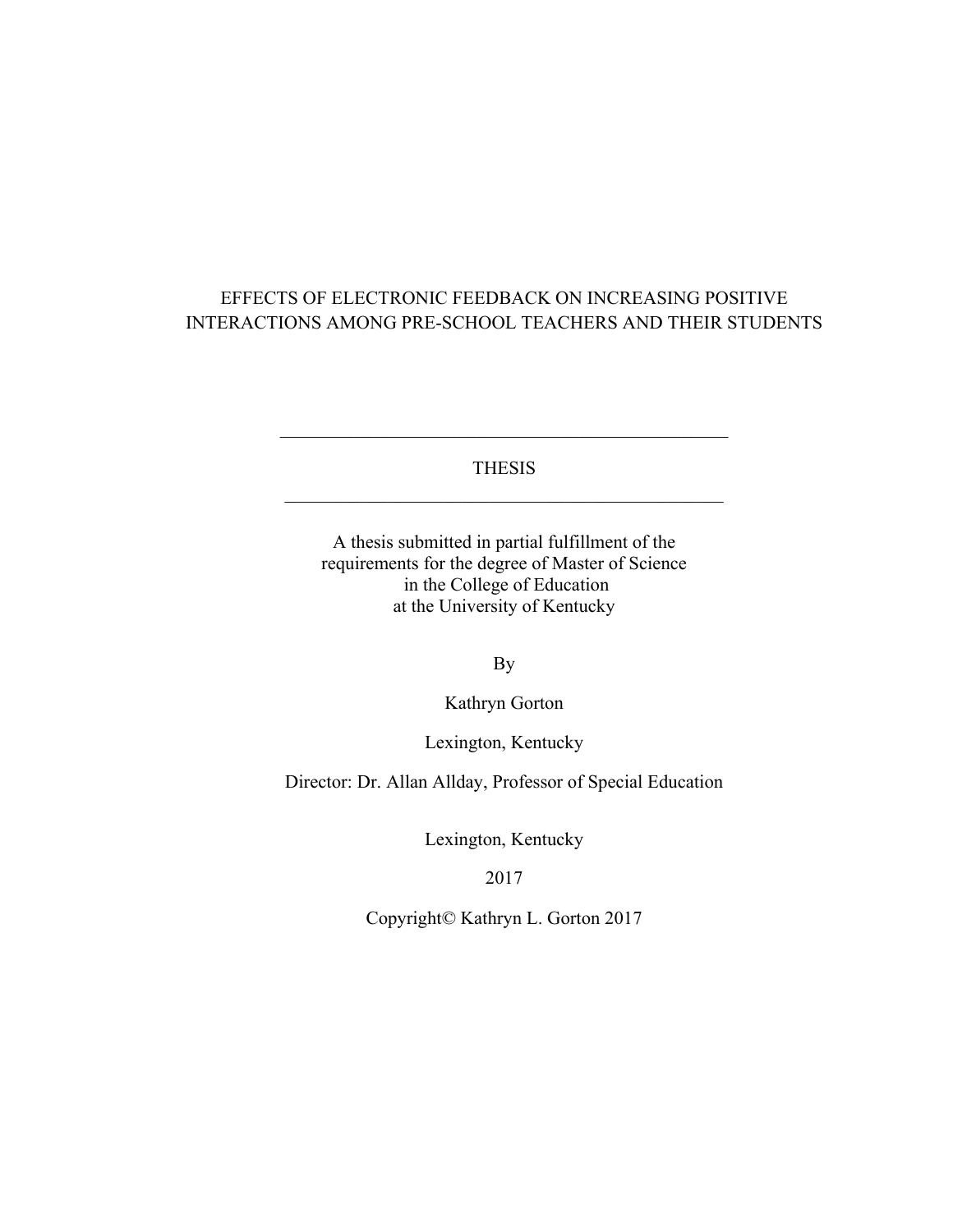# EFFECTS OF ELECTRONIC FEEDBACK ON INCREASING POSITIVE INTERACTIONS AMONG PRE-SCHOOL TEACHERS AND THEIR STUDENTS

---

THESIS

---

A thesis submitted in partial fulfillment of the requirements for the degree of Master of Science in the College of Education at the University of Kentucky

By

Kathryn Gorton

Lexington, Kentucky

Director: Dr. Allan Allday, Professor of Special Education

Lexington, Kentucky

2017

Copyright© Kathryn L. Gorton 2017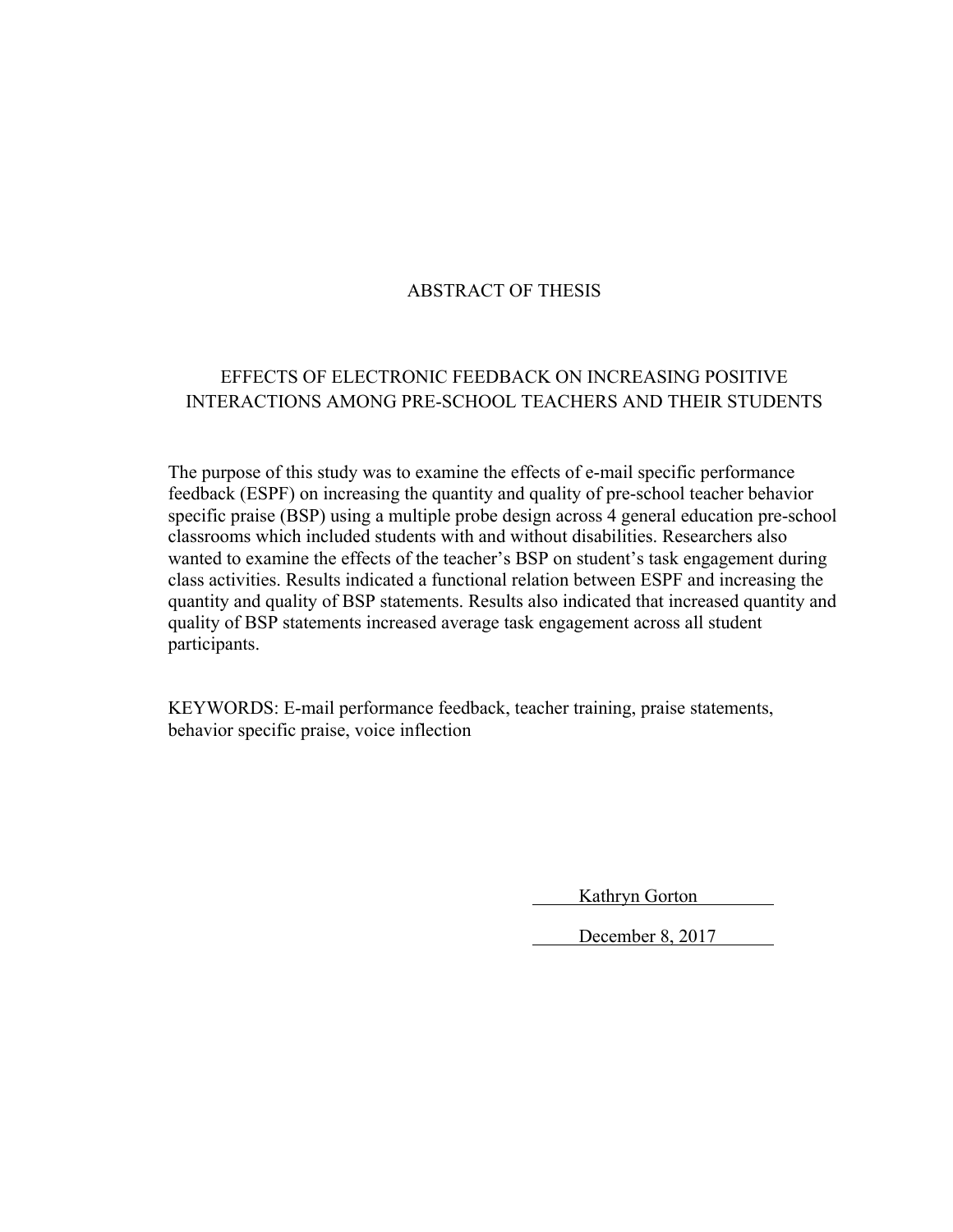# ABSTRACT OF THESIS

## EFFECTS OF ELECTRONIC FEEDBACK ON INCREASING POSITIVE INTERACTIONS AMONG PRE-SCHOOL TEACHERS AND THEIR STUDENTS

The purpose of this study was to examine the effects of e-mail specific performance feedback (ESPF) on increasing the quantity and quality of pre-school teacher behavior specific praise (BSP) using a multiple probe design across 4 general education pre-school classrooms which included students with and without disabilities. Researchers also wanted to examine the effects of the teacher's BSP on student's task engagement during class activities. Results indicated a functional relation between ESPF and increasing the quantity and quality of BSP statements. Results also indicated that increased quantity and quality of BSP statements increased average task engagement across all student participants.

KEYWORDS: E-mail performance feedback, teacher training, praise statements, behavior specific praise, voice inflection

Kathryn Gorton

December 8, 2017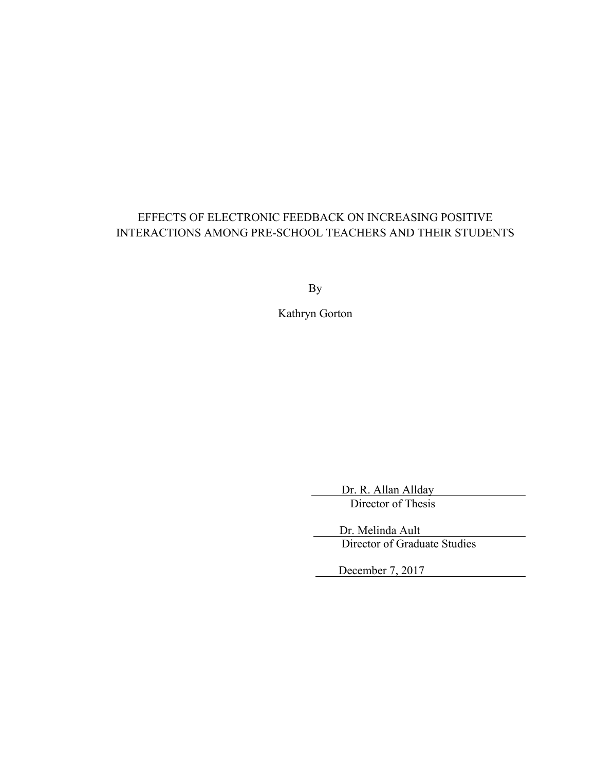EFFECTS OF ELECTRONIC FEEDBACK ON INCREASING POSITIVE INTERACTIONS AMONG PRE-SCHOOL TEACHERS AND THEIR STUDENTS

By

Kathryn Gorton

Dr. R. Allan Allday
Director of Thesis

Dr. Melinda Ault
Director of Graduate Studies

December 7, 2017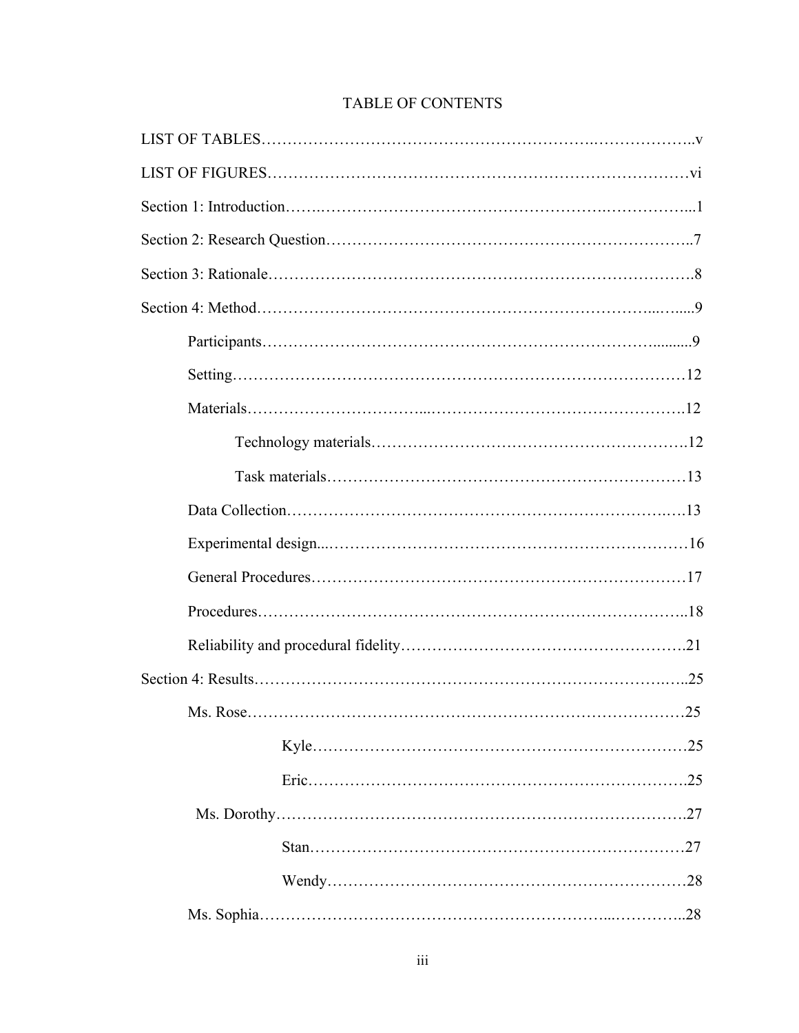# TABLE OF CONTENTS

LIST OF TABLES……………………………………………………….………………..v

LIST OF FIGURES………………………………………………………………………vi

Section 1: Introduction……..……………………………………………….……………...1

Section 2: Research Question…………………………………………………………..7

Section 3: Rationale……………………………………………………………………….8

Section 4: Method………………………………………………………………..…....9

- Participants…………………………………………………………………..........9
- Setting………………………………………………………………………….12
- Materials…………………………...………………………………………….12
  - Technology materials………………………………………………….12
  - Task materials…………………………………………………………13
- Data Collection…………………………………………………………….….13
- Experimental design...……………………………………………………………16
- General Procedures……………………………………………………………17
- Procedures……………………………………………………………………..18
- Reliability and procedural fidelity…………………………………………….21

Section 4: Results……………………………………………………………….…..25

- Ms. Rose……………………………………………………………………….25
  - Kyle…………………………………………………………….25
  - Eric…………………………………………………………….25
- Ms. Dorothy…………………………………………………………………..27
  - Stan…………………………………………………………….27
  - Wendy………………………………………………………….28
- Ms. Sophia………………………………………………………...…………..28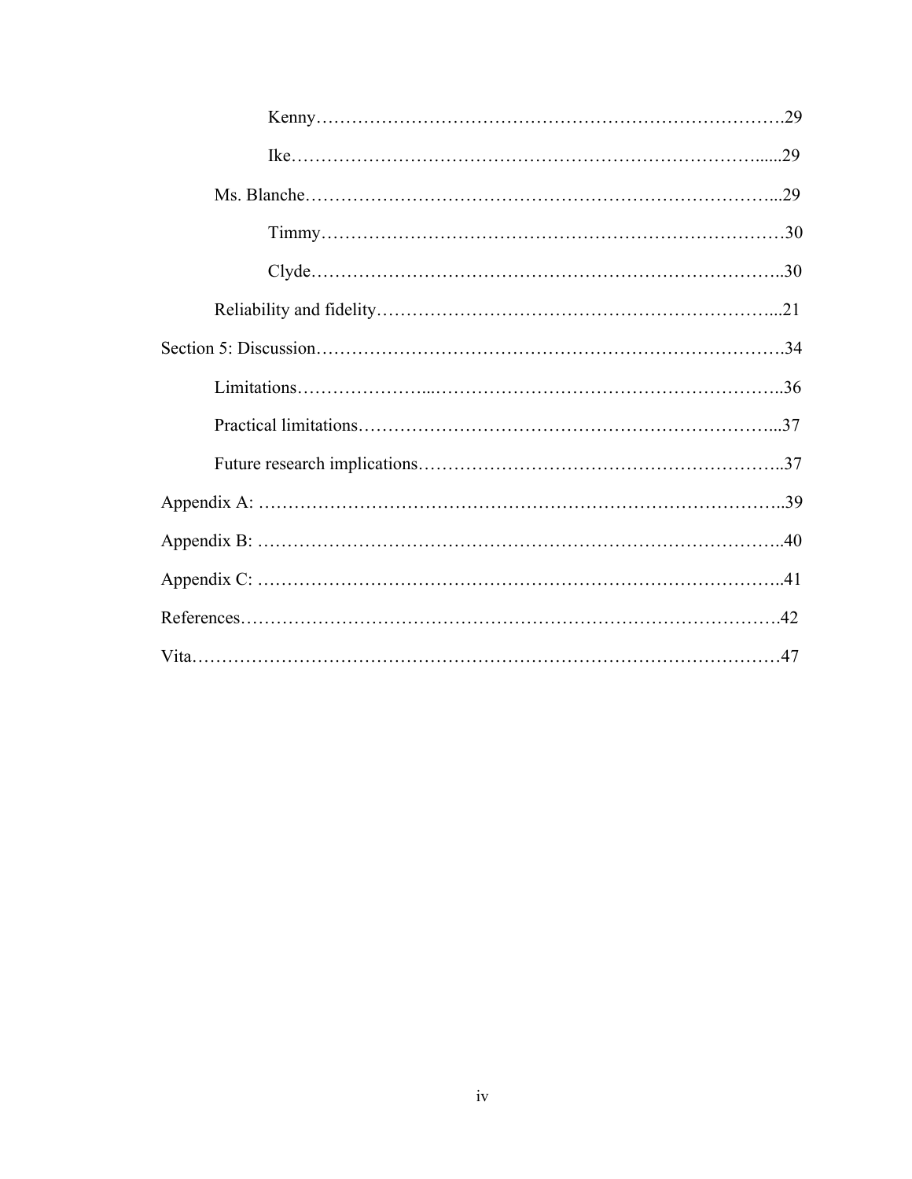Kenny……………………………………………………………………….29

Ike…………………………………………………………………......29

Ms. Blanche…………………………………………………………………...29

Timmy……………………………………………………………………30

Clyde……………………………………………………………………..30

Reliability and fidelity…………………………………………………………...21

Section 5: Discussion…………………………………………………………………….34

Limitations…………………...……………………………………………………..36

Practical limitations……………………………………………………………...37

Future research implications……………………………………………………..37

Appendix A: ……………………………………………………………………………..39

Appendix B: ……………………………………………………………………………..40

Appendix C: ……………………………………………………………………………..41

References……………………………………………………………………………….42

Vita………………………………………………………………………………………47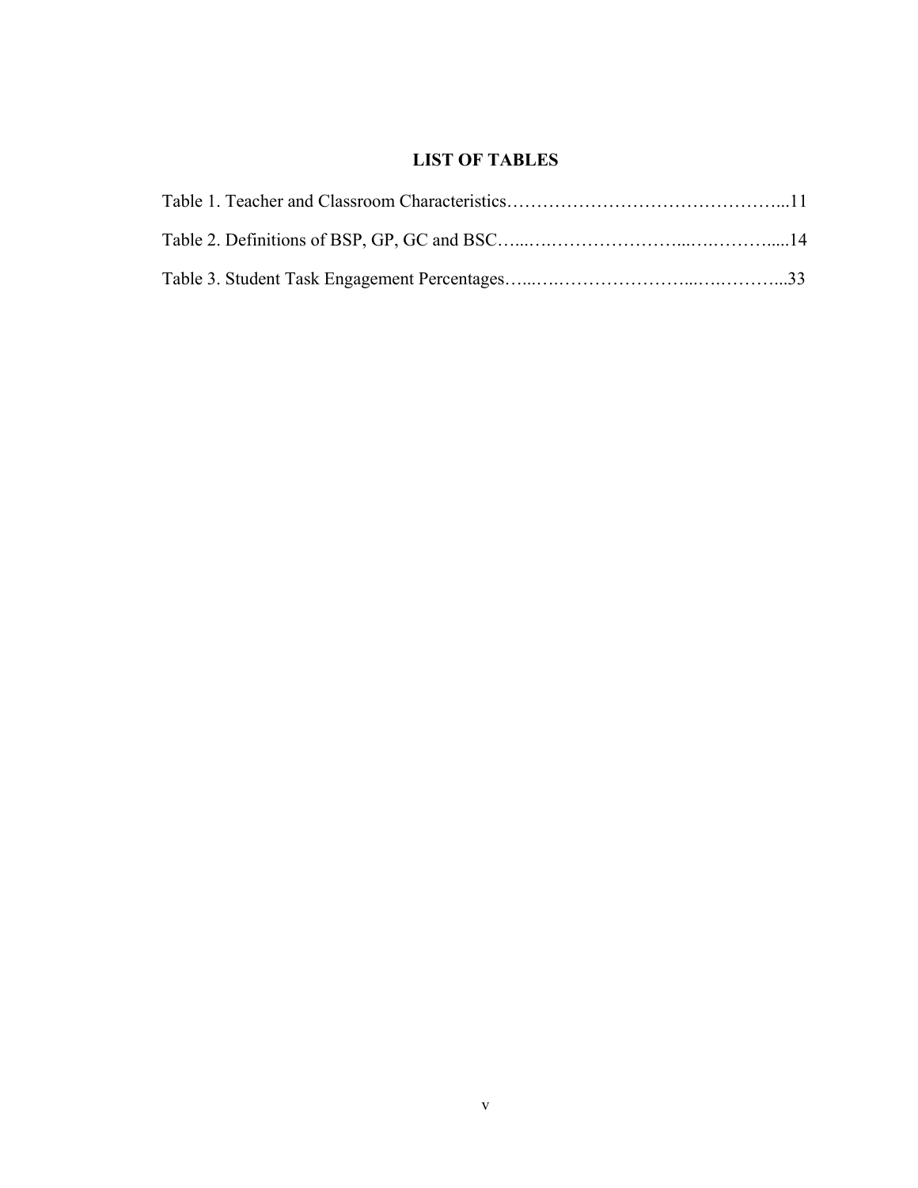# LIST OF TABLES

Table 1. Teacher and Classroom Characteristics……………………………………………...11

Table 2. Definitions of BSP, GP, GC and BSC…...….………………………...….………......14

Table 3. Student Task Engagement Percentages…..….………………………...….………...33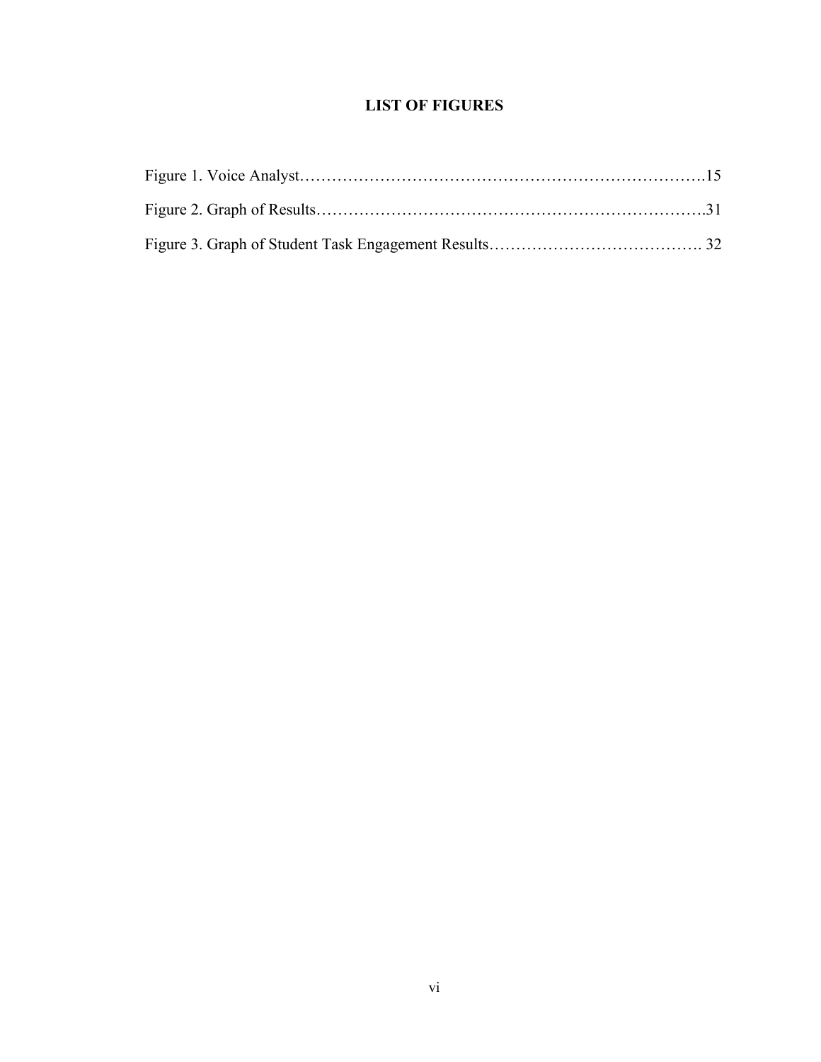# LIST OF FIGURES

Figure 1. Voice Analyst……………………………………………………………….15

Figure 2. Graph of Results…………………………………………………………….31

Figure 3. Graph of Student Task Engagement Results…………………………………. 32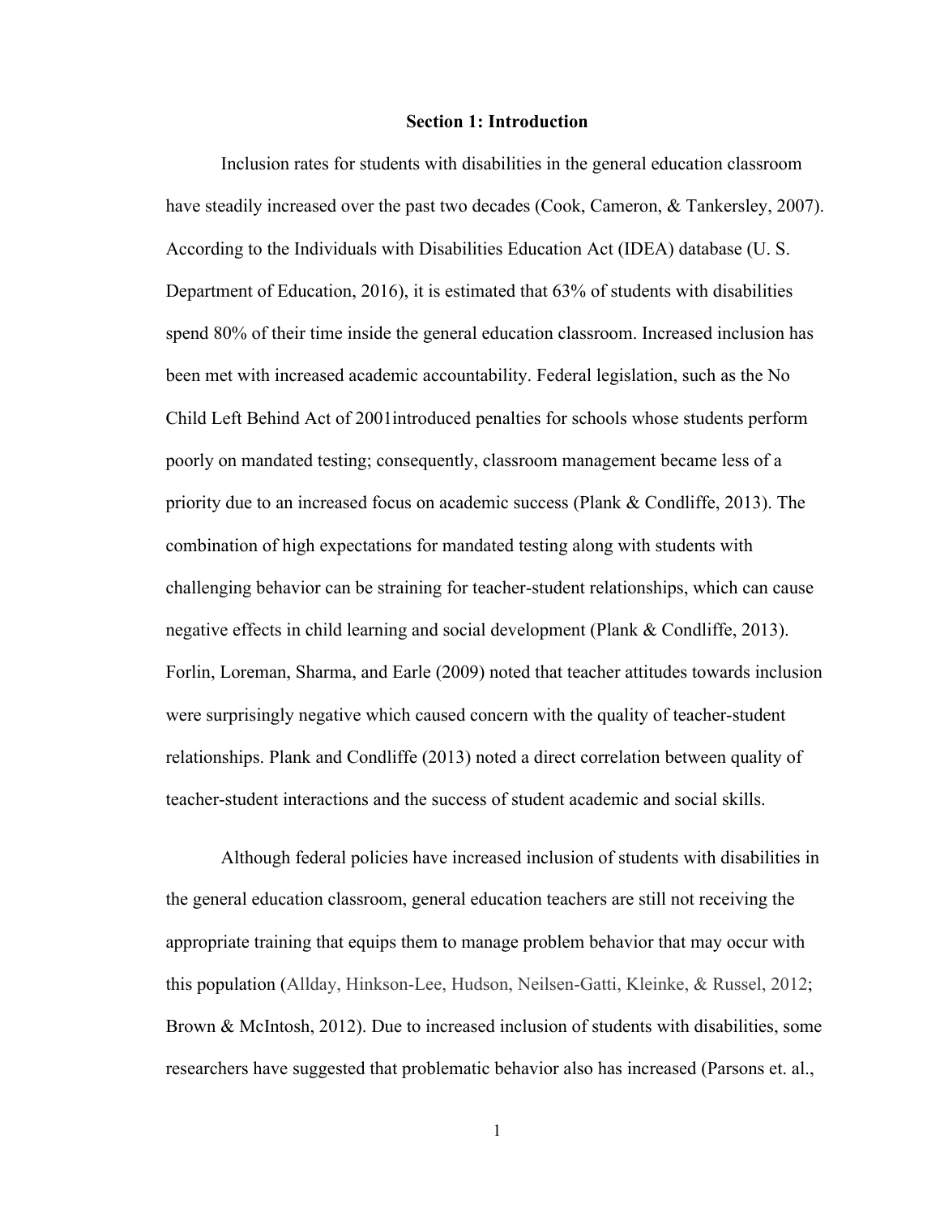## Section 1: Introduction

Inclusion rates for students with disabilities in the general education classroom have steadily increased over the past two decades (Cook, Cameron, & Tankersley, 2007). According to the Individuals with Disabilities Education Act (IDEA) database (U. S. Department of Education, 2016), it is estimated that 63% of students with disabilities spend 80% of their time inside the general education classroom. Increased inclusion has been met with increased academic accountability. Federal legislation, such as the No Child Left Behind Act of 2001introduced penalties for schools whose students perform poorly on mandated testing; consequently, classroom management became less of a priority due to an increased focus on academic success (Plank & Condliffe, 2013). The combination of high expectations for mandated testing along with students with challenging behavior can be straining for teacher-student relationships, which can cause negative effects in child learning and social development (Plank & Condliffe, 2013). Forlin, Loreman, Sharma, and Earle (2009) noted that teacher attitudes towards inclusion were surprisingly negative which caused concern with the quality of teacher-student relationships. Plank and Condliffe (2013) noted a direct correlation between quality of teacher-student interactions and the success of student academic and social skills.

Although federal policies have increased inclusion of students with disabilities in the general education classroom, general education teachers are still not receiving the appropriate training that equips them to manage problem behavior that may occur with this population (Allday, Hinkson-Lee, Hudson, Neilsen-Gatti, Kleinke, & Russel, 2012; Brown & McIntosh, 2012). Due to increased inclusion of students with disabilities, some researchers have suggested that problematic behavior also has increased (Parsons et. al.,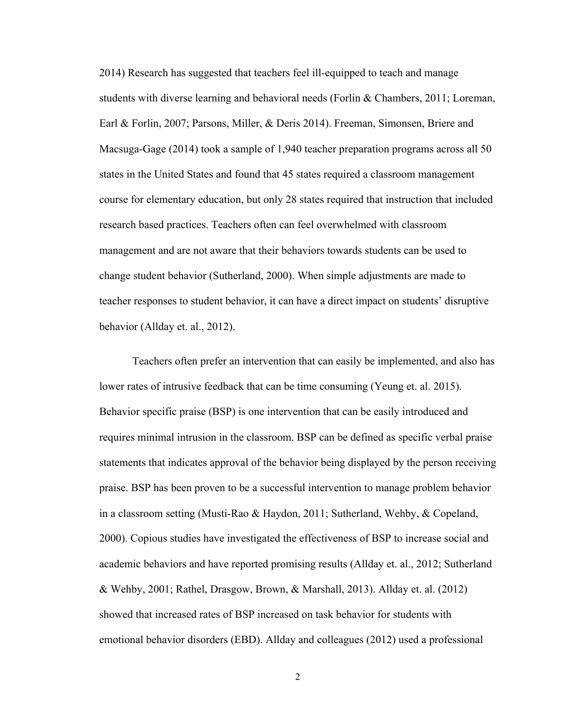2014) Research has suggested that teachers feel ill-equipped to teach and manage students with diverse learning and behavioral needs (Forlin & Chambers, 2011; Loreman, Earl & Forlin, 2007; Parsons, Miller, & Deris 2014). Freeman, Simonsen, Briere and Macsuga-Gage (2014) took a sample of 1,940 teacher preparation programs across all 50 states in the United States and found that 45 states required a classroom management course for elementary education, but only 28 states required that instruction that included research based practices. Teachers often can feel overwhelmed with classroom management and are not aware that their behaviors towards students can be used to change student behavior (Sutherland, 2000). When simple adjustments are made to teacher responses to student behavior, it can have a direct impact on students' disruptive behavior (Allday et. al., 2012).

Teachers often prefer an intervention that can easily be implemented, and also has lower rates of intrusive feedback that can be time consuming (Yeung et. al. 2015). Behavior specific praise (BSP) is one intervention that can be easily introduced and requires minimal intrusion in the classroom. BSP can be defined as specific verbal praise statements that indicates approval of the behavior being displayed by the person receiving praise. BSP has been proven to be a successful intervention to manage problem behavior in a classroom setting (Musti-Rao & Haydon, 2011; Sutherland, Wehby, & Copeland, 2000). Copious studies have investigated the effectiveness of BSP to increase social and academic behaviors and have reported promising results (Allday et. al., 2012; Sutherland & Wehby, 2001; Rathel, Drasgow, Brown, & Marshall, 2013). Allday et. al. (2012) showed that increased rates of BSP increased on task behavior for students with emotional behavior disorders (EBD). Allday and colleagues (2012) used a professional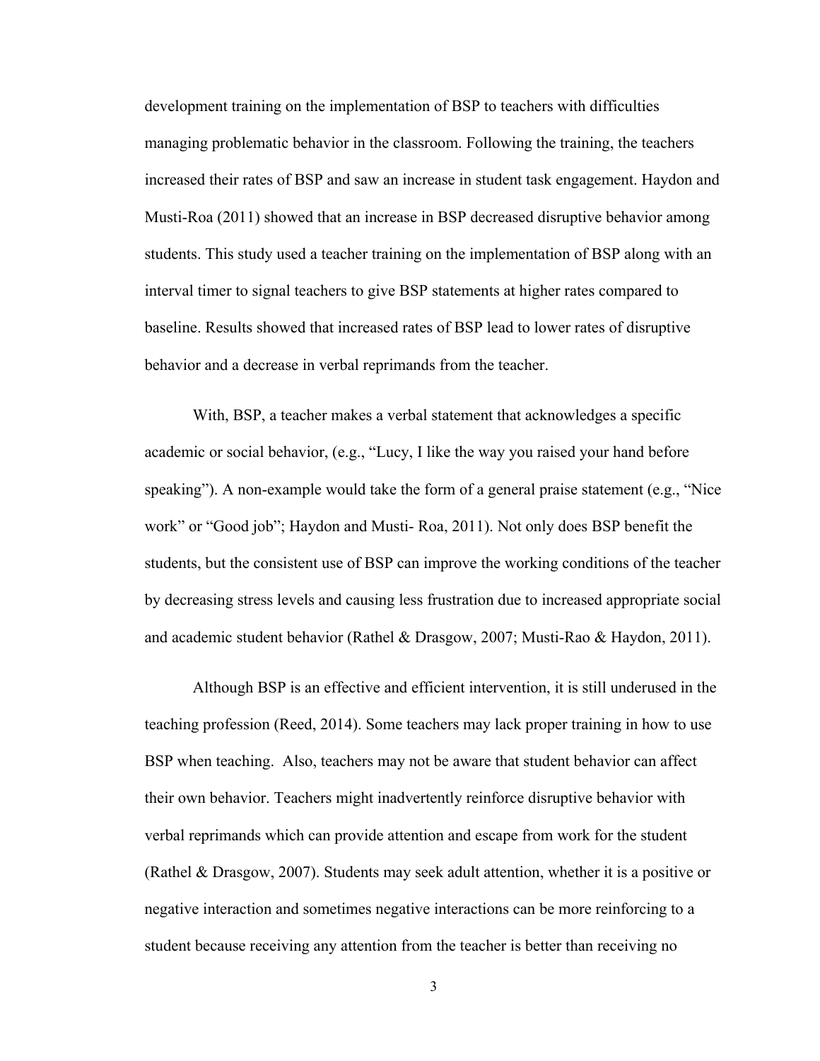development training on the implementation of BSP to teachers with difficulties managing problematic behavior in the classroom. Following the training, the teachers increased their rates of BSP and saw an increase in student task engagement. Haydon and Musti-Roa (2011) showed that an increase in BSP decreased disruptive behavior among students. This study used a teacher training on the implementation of BSP along with an interval timer to signal teachers to give BSP statements at higher rates compared to baseline. Results showed that increased rates of BSP lead to lower rates of disruptive behavior and a decrease in verbal reprimands from the teacher.

With, BSP, a teacher makes a verbal statement that acknowledges a specific academic or social behavior, (e.g., "Lucy, I like the way you raised your hand before speaking"). A non-example would take the form of a general praise statement (e.g., "Nice work" or "Good job"; Haydon and Musti- Roa, 2011). Not only does BSP benefit the students, but the consistent use of BSP can improve the working conditions of the teacher by decreasing stress levels and causing less frustration due to increased appropriate social and academic student behavior (Rathel & Drasgow, 2007; Musti-Rao & Haydon, 2011).

Although BSP is an effective and efficient intervention, it is still underused in the teaching profession (Reed, 2014). Some teachers may lack proper training in how to use BSP when teaching. Also, teachers may not be aware that student behavior can affect their own behavior. Teachers might inadvertently reinforce disruptive behavior with verbal reprimands which can provide attention and escape from work for the student (Rathel & Drasgow, 2007). Students may seek adult attention, whether it is a positive or negative interaction and sometimes negative interactions can be more reinforcing to a student because receiving any attention from the teacher is better than receiving no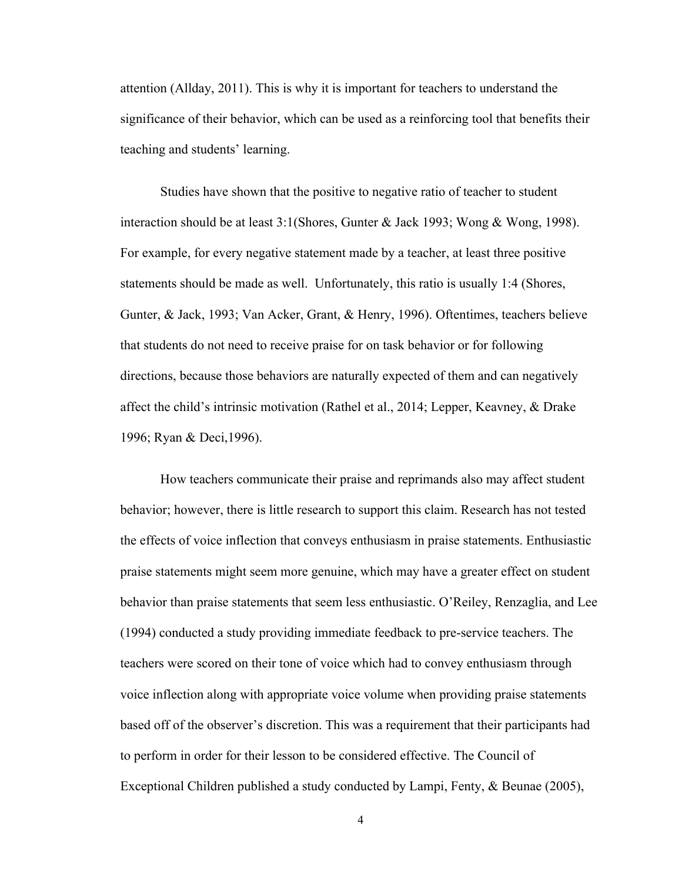attention (Allday, 2011). This is why it is important for teachers to understand the significance of their behavior, which can be used as a reinforcing tool that benefits their teaching and students' learning.

Studies have shown that the positive to negative ratio of teacher to student interaction should be at least 3:1(Shores, Gunter & Jack 1993; Wong & Wong, 1998). For example, for every negative statement made by a teacher, at least three positive statements should be made as well. Unfortunately, this ratio is usually 1:4 (Shores, Gunter, & Jack, 1993; Van Acker, Grant, & Henry, 1996). Oftentimes, teachers believe that students do not need to receive praise for on task behavior or for following directions, because those behaviors are naturally expected of them and can negatively affect the child's intrinsic motivation (Rathel et al., 2014; Lepper, Keavney, & Drake 1996; Ryan & Deci,1996).

How teachers communicate their praise and reprimands also may affect student behavior; however, there is little research to support this claim. Research has not tested the effects of voice inflection that conveys enthusiasm in praise statements. Enthusiastic praise statements might seem more genuine, which may have a greater effect on student behavior than praise statements that seem less enthusiastic. O'Reiley, Renzaglia, and Lee (1994) conducted a study providing immediate feedback to pre-service teachers. The teachers were scored on their tone of voice which had to convey enthusiasm through voice inflection along with appropriate voice volume when providing praise statements based off of the observer's discretion. This was a requirement that their participants had to perform in order for their lesson to be considered effective. The Council of Exceptional Children published a study conducted by Lampi, Fenty, & Beunae (2005),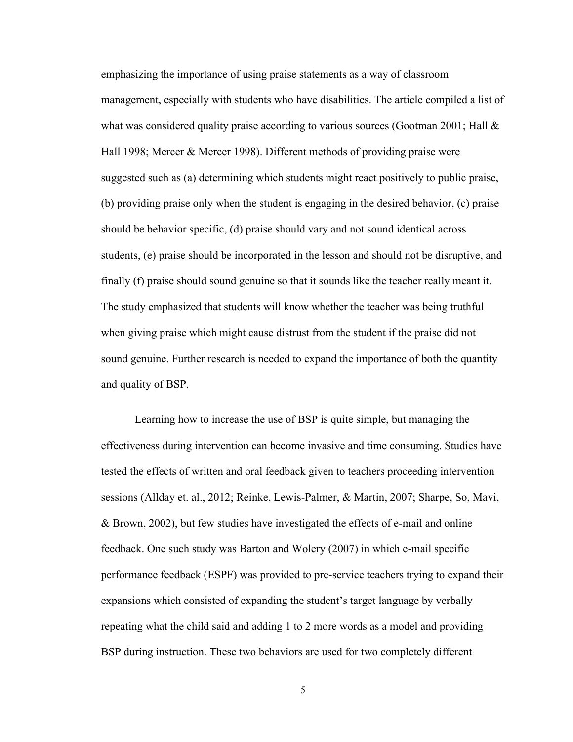emphasizing the importance of using praise statements as a way of classroom management, especially with students who have disabilities. The article compiled a list of what was considered quality praise according to various sources (Gootman 2001; Hall & Hall 1998; Mercer & Mercer 1998). Different methods of providing praise were suggested such as (a) determining which students might react positively to public praise, (b) providing praise only when the student is engaging in the desired behavior, (c) praise should be behavior specific, (d) praise should vary and not sound identical across students, (e) praise should be incorporated in the lesson and should not be disruptive, and finally (f) praise should sound genuine so that it sounds like the teacher really meant it. The study emphasized that students will know whether the teacher was being truthful when giving praise which might cause distrust from the student if the praise did not sound genuine. Further research is needed to expand the importance of both the quantity and quality of BSP.

Learning how to increase the use of BSP is quite simple, but managing the effectiveness during intervention can become invasive and time consuming. Studies have tested the effects of written and oral feedback given to teachers proceeding intervention sessions (Allday et. al., 2012; Reinke, Lewis-Palmer, & Martin, 2007; Sharpe, So, Mavi, & Brown, 2002), but few studies have investigated the effects of e-mail and online feedback. One such study was Barton and Wolery (2007) in which e-mail specific performance feedback (ESPF) was provided to pre-service teachers trying to expand their expansions which consisted of expanding the student's target language by verbally repeating what the child said and adding 1 to 2 more words as a model and providing BSP during instruction. These two behaviors are used for two completely different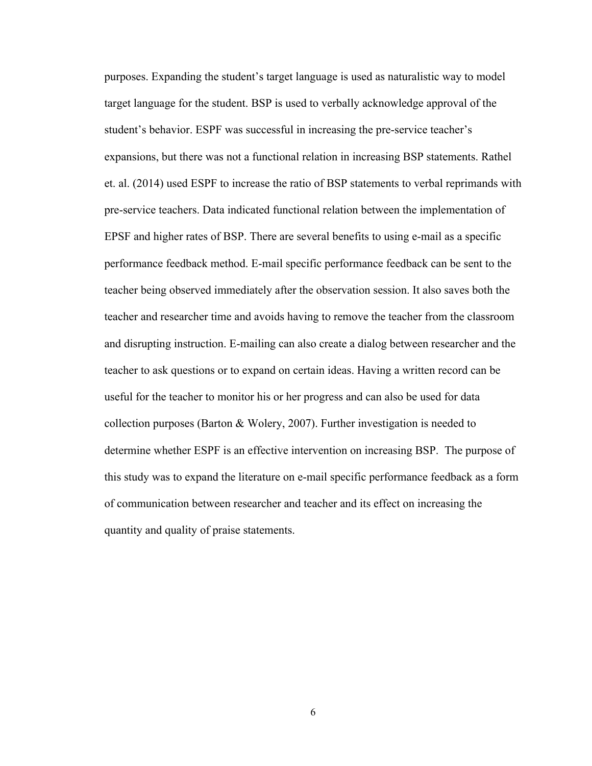purposes. Expanding the student's target language is used as naturalistic way to model target language for the student. BSP is used to verbally acknowledge approval of the student's behavior. ESPF was successful in increasing the pre-service teacher's expansions, but there was not a functional relation in increasing BSP statements. Rathel et. al. (2014) used ESPF to increase the ratio of BSP statements to verbal reprimands with pre-service teachers. Data indicated functional relation between the implementation of EPSF and higher rates of BSP. There are several benefits to using e-mail as a specific performance feedback method. E-mail specific performance feedback can be sent to the teacher being observed immediately after the observation session. It also saves both the teacher and researcher time and avoids having to remove the teacher from the classroom and disrupting instruction. E-mailing can also create a dialog between researcher and the teacher to ask questions or to expand on certain ideas. Having a written record can be useful for the teacher to monitor his or her progress and can also be used for data collection purposes (Barton & Wolery, 2007). Further investigation is needed to determine whether ESPF is an effective intervention on increasing BSP. The purpose of this study was to expand the literature on e-mail specific performance feedback as a form of communication between researcher and teacher and its effect on increasing the quantity and quality of praise statements.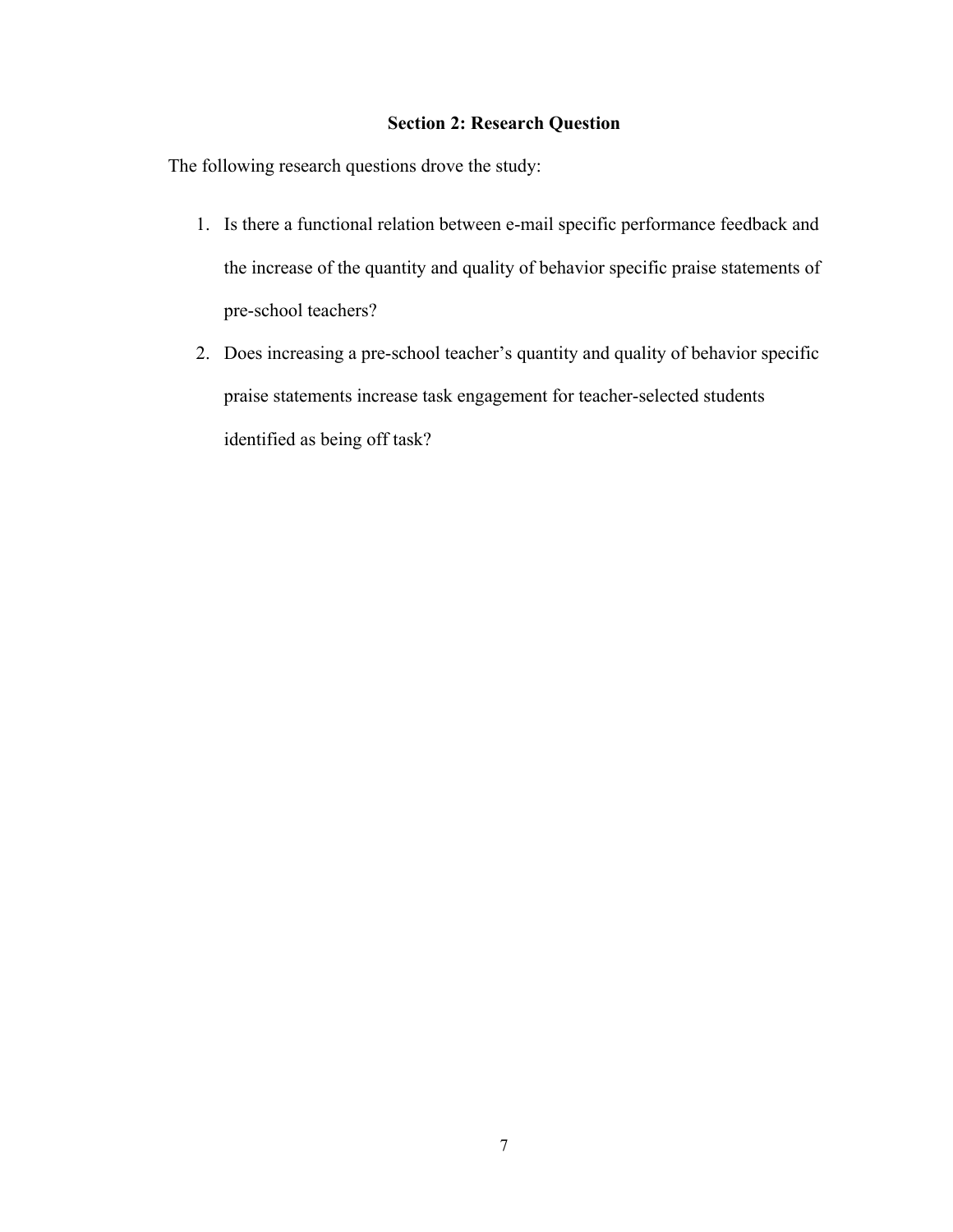## Section 2: Research Question

The following research questions drove the study:

1. Is there a functional relation between e-mail specific performance feedback and the increase of the quantity and quality of behavior specific praise statements of pre-school teachers?
2. Does increasing a pre-school teacher's quantity and quality of behavior specific praise statements increase task engagement for teacher-selected students identified as being off task?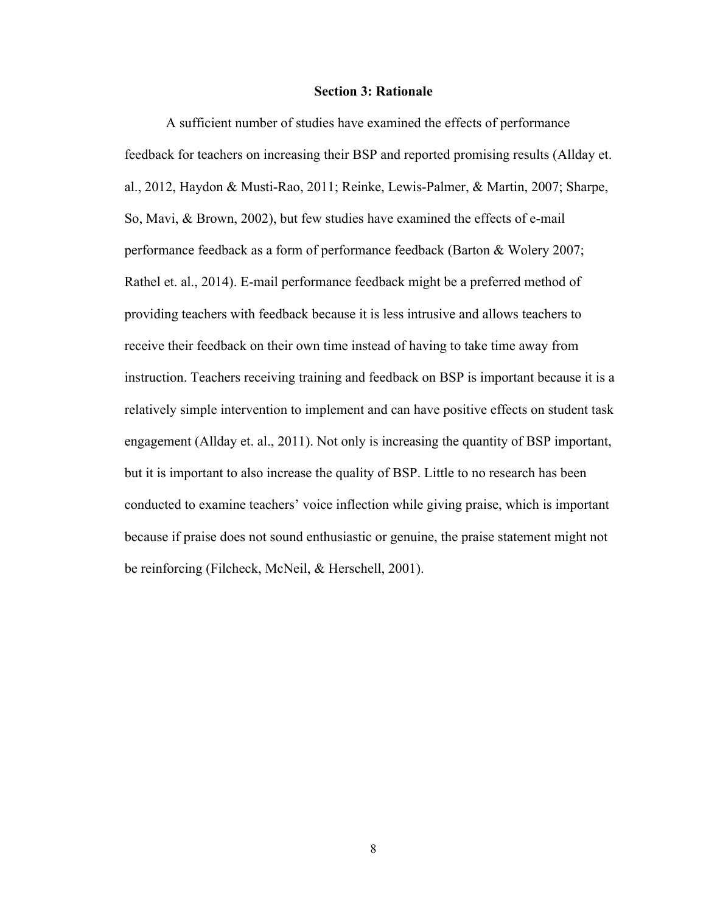## Section 3: Rationale

A sufficient number of studies have examined the effects of performance feedback for teachers on increasing their BSP and reported promising results (Allday et. al., 2012, Haydon & Musti-Rao, 2011; Reinke, Lewis-Palmer, & Martin, 2007; Sharpe, So, Mavi, & Brown, 2002), but few studies have examined the effects of e-mail performance feedback as a form of performance feedback (Barton & Wolery 2007; Rathel et. al., 2014). E-mail performance feedback might be a preferred method of providing teachers with feedback because it is less intrusive and allows teachers to receive their feedback on their own time instead of having to take time away from instruction. Teachers receiving training and feedback on BSP is important because it is a relatively simple intervention to implement and can have positive effects on student task engagement (Allday et. al., 2011). Not only is increasing the quantity of BSP important, but it is important to also increase the quality of BSP. Little to no research has been conducted to examine teachers' voice inflection while giving praise, which is important because if praise does not sound enthusiastic or genuine, the praise statement might not be reinforcing (Filcheck, McNeil, & Herschell, 2001).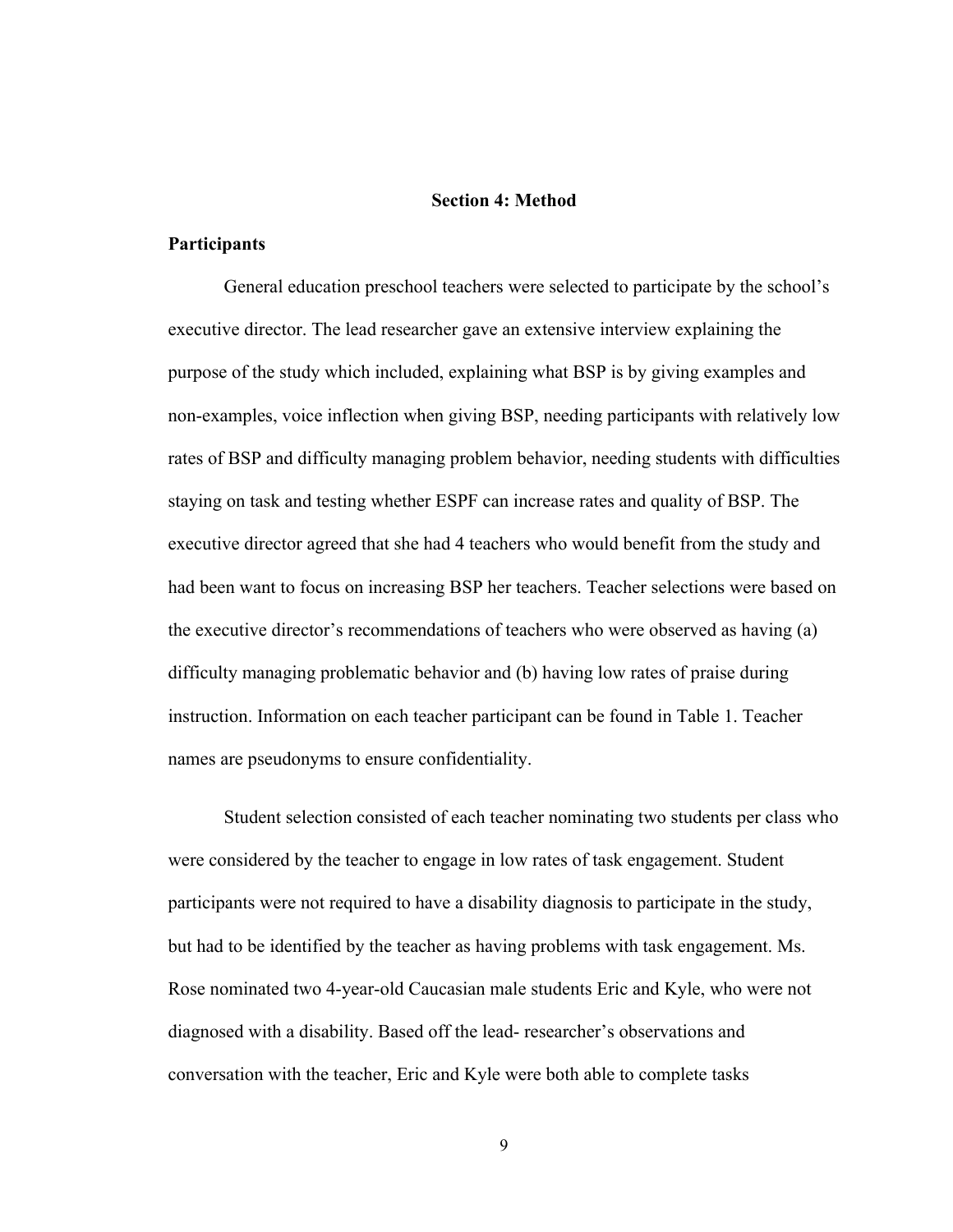# Section 4: Method

## Participants

General education preschool teachers were selected to participate by the school's executive director. The lead researcher gave an extensive interview explaining the purpose of the study which included, explaining what BSP is by giving examples and non-examples, voice inflection when giving BSP, needing participants with relatively low rates of BSP and difficulty managing problem behavior, needing students with difficulties staying on task and testing whether ESPF can increase rates and quality of BSP. The executive director agreed that she had 4 teachers who would benefit from the study and had been want to focus on increasing BSP her teachers. Teacher selections were based on the executive director's recommendations of teachers who were observed as having (a) difficulty managing problematic behavior and (b) having low rates of praise during instruction. Information on each teacher participant can be found in Table 1. Teacher names are pseudonyms to ensure confidentiality.

Student selection consisted of each teacher nominating two students per class who were considered by the teacher to engage in low rates of task engagement. Student participants were not required to have a disability diagnosis to participate in the study, but had to be identified by the teacher as having problems with task engagement. Ms. Rose nominated two 4-year-old Caucasian male students Eric and Kyle, who were not diagnosed with a disability. Based off the lead- researcher's observations and conversation with the teacher, Eric and Kyle were both able to complete tasks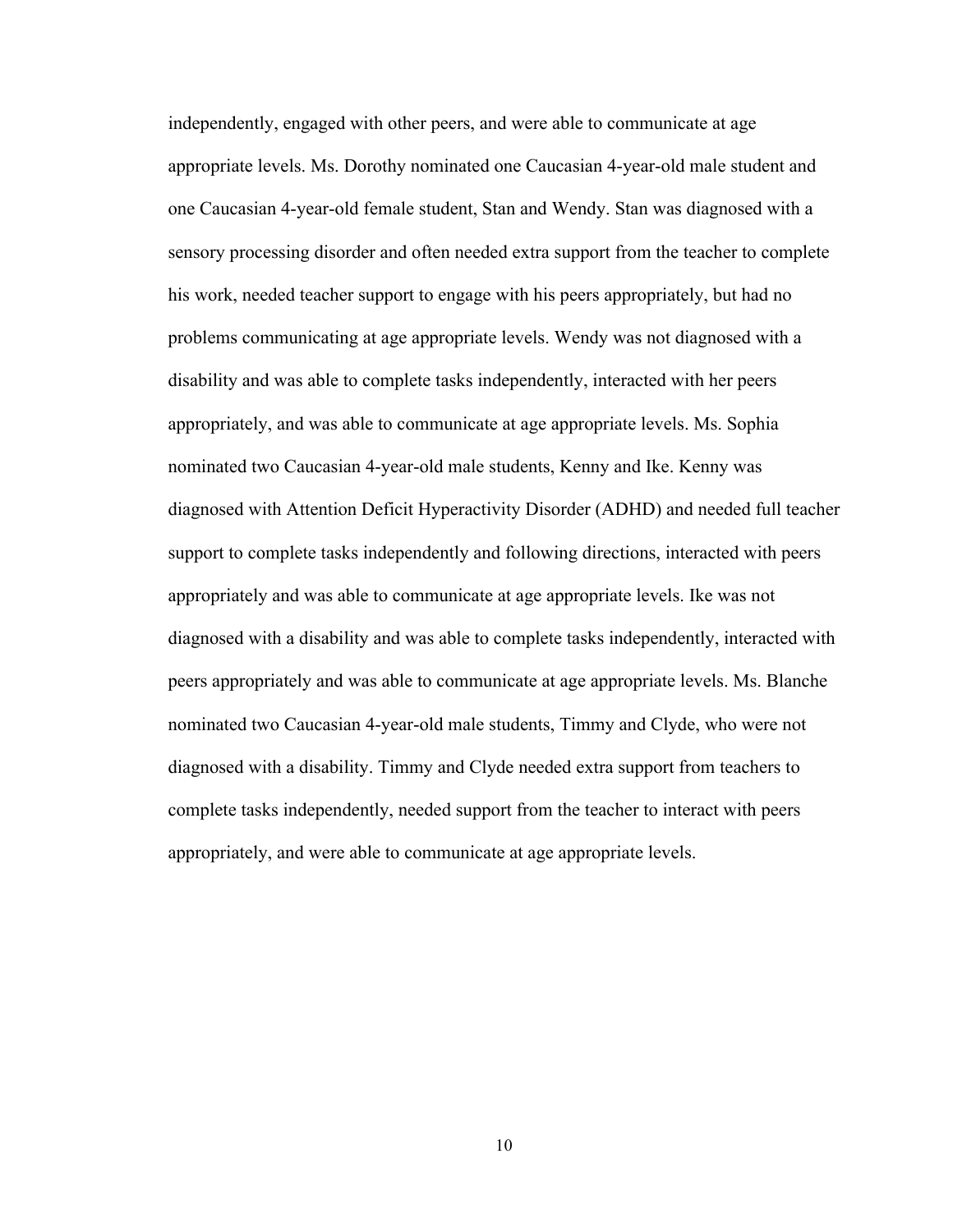independently, engaged with other peers, and were able to communicate at age appropriate levels. Ms. Dorothy nominated one Caucasian 4-year-old male student and one Caucasian 4-year-old female student, Stan and Wendy. Stan was diagnosed with a sensory processing disorder and often needed extra support from the teacher to complete his work, needed teacher support to engage with his peers appropriately, but had no problems communicating at age appropriate levels. Wendy was not diagnosed with a disability and was able to complete tasks independently, interacted with her peers appropriately, and was able to communicate at age appropriate levels. Ms. Sophia nominated two Caucasian 4-year-old male students, Kenny and Ike. Kenny was diagnosed with Attention Deficit Hyperactivity Disorder (ADHD) and needed full teacher support to complete tasks independently and following directions, interacted with peers appropriately and was able to communicate at age appropriate levels. Ike was not diagnosed with a disability and was able to complete tasks independently, interacted with peers appropriately and was able to communicate at age appropriate levels. Ms. Blanche nominated two Caucasian 4-year-old male students, Timmy and Clyde, who were not diagnosed with a disability. Timmy and Clyde needed extra support from teachers to complete tasks independently, needed support from the teacher to interact with peers appropriately, and were able to communicate at age appropriate levels.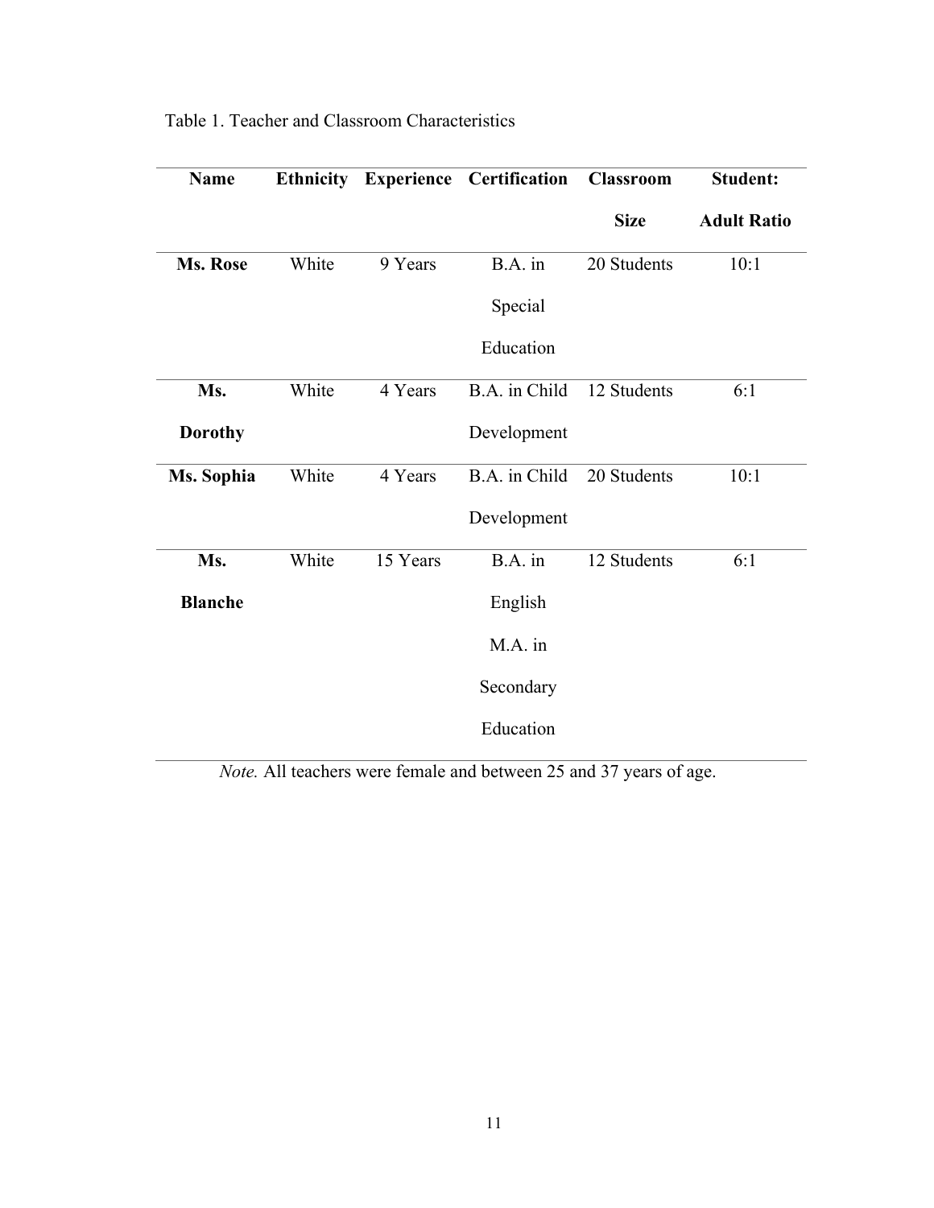Table 1. Teacher and Classroom Characteristics

| Name | Ethnicity | Experience | Certification | Classroom Size | Student: Adult Ratio |
| --- | --- | --- | --- | --- | --- |
| **Ms. Rose** | White | 9 Years | B.A. in Special Education | 20 Students | 10:1 |
| **Ms. Dorothy** | White | 4 Years | B.A. in Child Development | 12 Students | 6:1 |
| **Ms. Sophia** | White | 4 Years | B.A. in Child Development | 20 Students | 10:1 |
| **Ms. Blanche** | White | 15 Years | B.A. in English M.A. in Secondary Education | 12 Students | 6:1 |

*Note.* All teachers were female and between 25 and 37 years of age.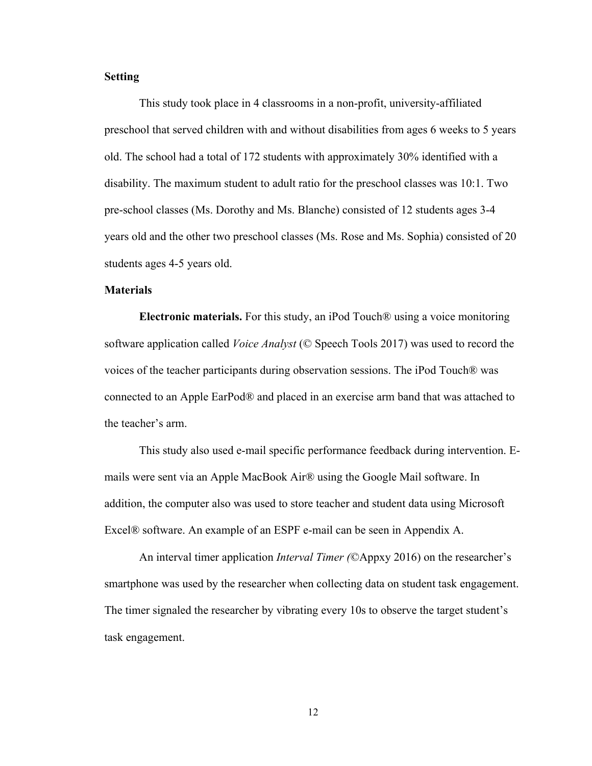## Setting

This study took place in 4 classrooms in a non-profit, university-affiliated preschool that served children with and without disabilities from ages 6 weeks to 5 years old. The school had a total of 172 students with approximately 30% identified with a disability. The maximum student to adult ratio for the preschool classes was 10:1. Two pre-school classes (Ms. Dorothy and Ms. Blanche) consisted of 12 students ages 3-4 years old and the other two preschool classes (Ms. Rose and Ms. Sophia) consisted of 20 students ages 4-5 years old.

## Materials

**Electronic materials.** For this study, an iPod Touch® using a voice monitoring software application called *Voice Analyst* (© Speech Tools 2017) was used to record the voices of the teacher participants during observation sessions. The iPod Touch® was connected to an Apple EarPod® and placed in an exercise arm band that was attached to the teacher's arm.

This study also used e-mail specific performance feedback during intervention. E-mails were sent via an Apple MacBook Air® using the Google Mail software. In addition, the computer also was used to store teacher and student data using Microsoft Excel® software. An example of an ESPF e-mail can be seen in Appendix A.

An interval timer application *Interval Timer (*©Appxy 2016) on the researcher's smartphone was used by the researcher when collecting data on student task engagement. The timer signaled the researcher by vibrating every 10s to observe the target student's task engagement.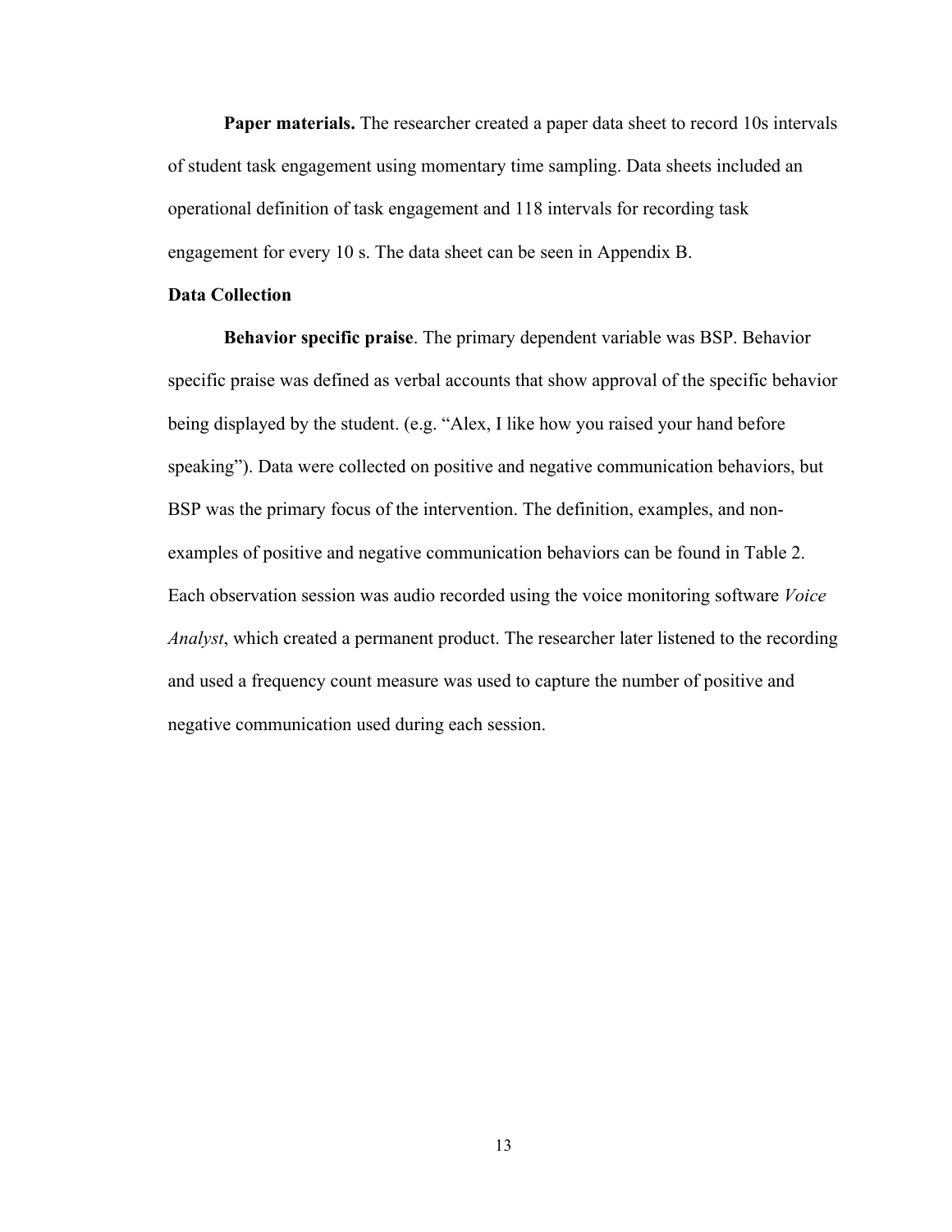**Paper materials.** The researcher created a paper data sheet to record 10s intervals of student task engagement using momentary time sampling. Data sheets included an operational definition of task engagement and 118 intervals for recording task engagement for every 10 s. The data sheet can be seen in Appendix B.

**Data Collection**

**Behavior specific praise**. The primary dependent variable was BSP. Behavior specific praise was defined as verbal accounts that show approval of the specific behavior being displayed by the student. (e.g. "Alex, I like how you raised your hand before speaking"). Data were collected on positive and negative communication behaviors, but BSP was the primary focus of the intervention. The definition, examples, and non-examples of positive and negative communication behaviors can be found in Table 2. Each observation session was audio recorded using the voice monitoring software *Voice Analyst*, which created a permanent product. The researcher later listened to the recording and used a frequency count measure was used to capture the number of positive and negative communication used during each session.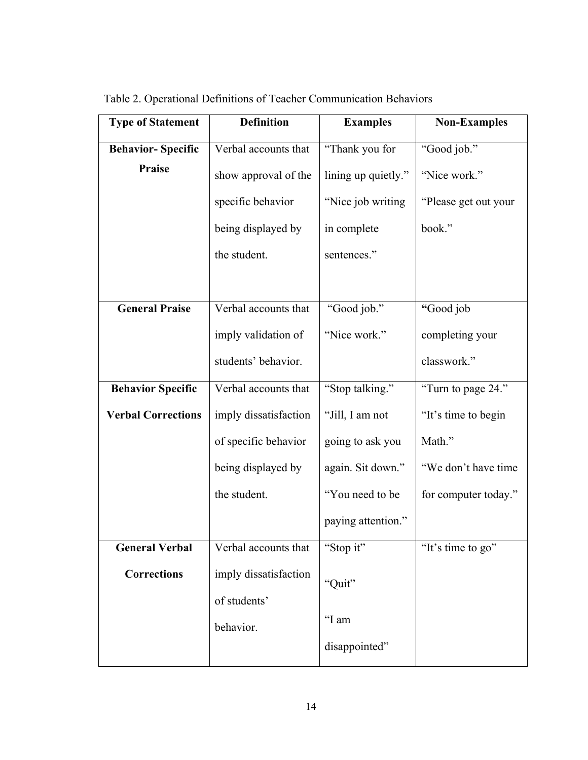Table 2. Operational Definitions of Teacher Communication Behaviors

| Type of Statement | Definition | Examples | Non-Examples |
|---|---|---|---|
| **Behavior- Specific Praise** | Verbal accounts that show approval of the specific behavior being displayed by the student. | "Thank you for lining up quietly." "Nice job writing in complete sentences." | "Good job." "Nice work." "Please get out your book." |
| **General Praise** | Verbal accounts that imply validation of students' behavior. | "Good job." "Nice work." | "Good job completing your classwork." |
| **Behavior Specific Verbal Corrections** | Verbal accounts that imply dissatisfaction of specific behavior being displayed by the student. | "Stop talking." "Jill, I am not going to ask you again. Sit down." "You need to be paying attention." | "Turn to page 24." "It's time to begin Math." "We don't have time for computer today." |
| **General Verbal Corrections** | Verbal accounts that imply dissatisfaction of students' behavior. | "Stop it" "Quit" "I am disappointed" | "It's time to go" |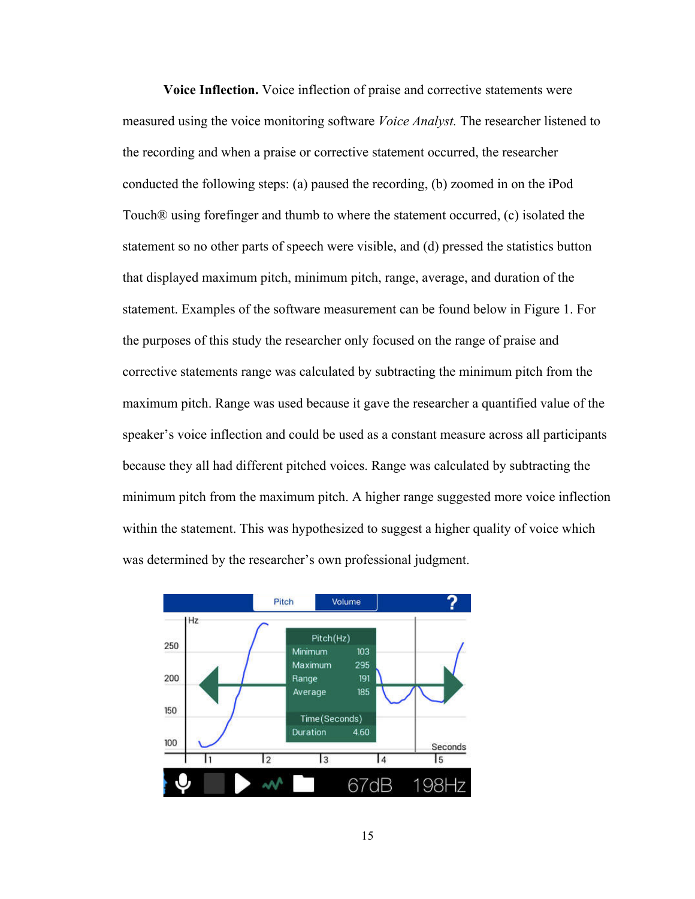**Voice Inflection.** Voice inflection of praise and corrective statements were measured using the voice monitoring software *Voice Analyst.* The researcher listened to the recording and when a praise or corrective statement occurred, the researcher conducted the following steps: (a) paused the recording, (b) zoomed in on the iPod Touch® using forefinger and thumb to where the statement occurred, (c) isolated the statement so no other parts of speech were visible, and (d) pressed the statistics button that displayed maximum pitch, minimum pitch, range, average, and duration of the statement. Examples of the software measurement can be found below in Figure 1. For the purposes of this study the researcher only focused on the range of praise and corrective statements range was calculated by subtracting the minimum pitch from the maximum pitch. Range was used because it gave the researcher a quantified value of the speaker's voice inflection and could be used as a constant measure across all participants because they all had different pitched voices. Range was calculated by subtracting the minimum pitch from the maximum pitch. A higher range suggested more voice inflection within the statement. This was hypothesized to suggest a higher quality of voice which was determined by the researcher's own professional judgment.

Pitch
Volume
?
Hz
250
200
150
100
Pitch(Hz)
Minimum 103
Maximum 295
Range 191
Average 185
Time(Seconds)
Duration 4.60
Seconds
1
2
3
4
5
67dB
198Hz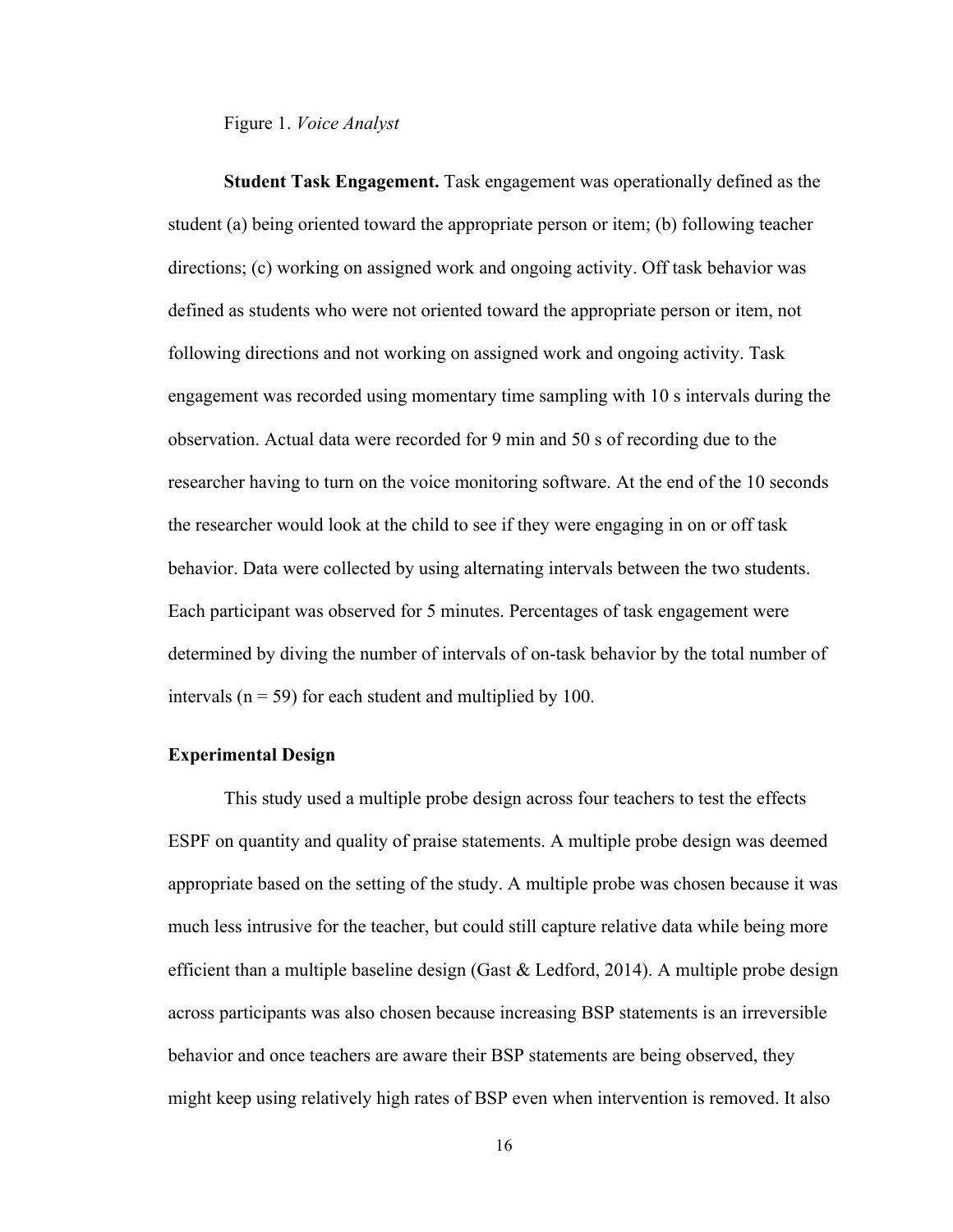Figure 1. *Voice Analyst*

**Student Task Engagement.** Task engagement was operationally defined as the student (a) being oriented toward the appropriate person or item; (b) following teacher directions; (c) working on assigned work and ongoing activity. Off task behavior was defined as students who were not oriented toward the appropriate person or item, not following directions and not working on assigned work and ongoing activity. Task engagement was recorded using momentary time sampling with 10 s intervals during the observation. Actual data were recorded for 9 min and 50 s of recording due to the researcher having to turn on the voice monitoring software. At the end of the 10 seconds the researcher would look at the child to see if they were engaging in on or off task behavior. Data were collected by using alternating intervals between the two students. Each participant was observed for 5 minutes. Percentages of task engagement were determined by diving the number of intervals of on-task behavior by the total number of intervals ($n = 59$) for each student and multiplied by 100.

### Experimental Design

This study used a multiple probe design across four teachers to test the effects ESPF on quantity and quality of praise statements. A multiple probe design was deemed appropriate based on the setting of the study. A multiple probe was chosen because it was much less intrusive for the teacher, but could still capture relative data while being more efficient than a multiple baseline design (Gast & Ledford, 2014). A multiple probe design across participants was also chosen because increasing BSP statements is an irreversible behavior and once teachers are aware their BSP statements are being observed, they might keep using relatively high rates of BSP even when intervention is removed. It also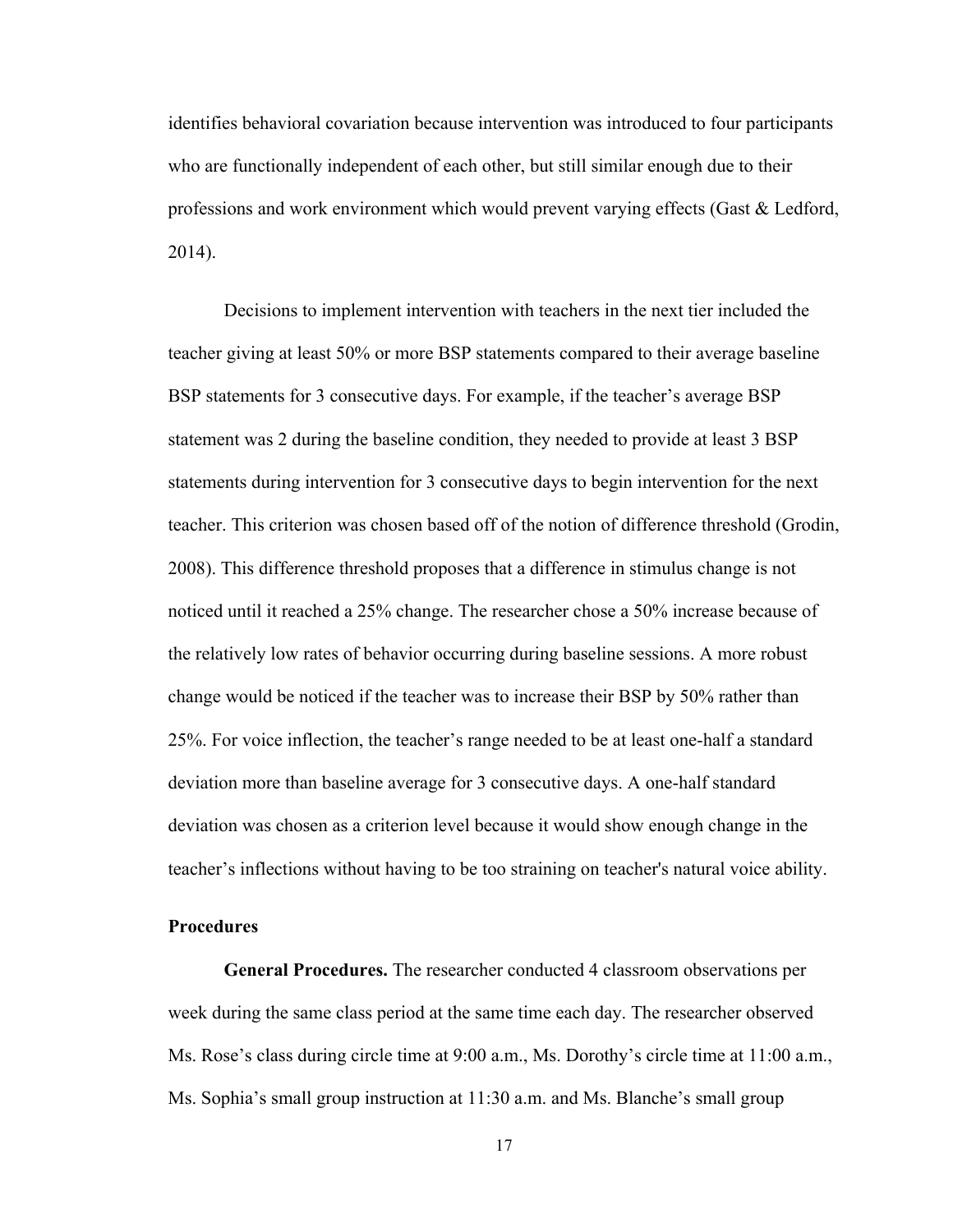identifies behavioral covariation because intervention was introduced to four participants who are functionally independent of each other, but still similar enough due to their professions and work environment which would prevent varying effects (Gast & Ledford, 2014).

Decisions to implement intervention with teachers in the next tier included the teacher giving at least 50% or more BSP statements compared to their average baseline BSP statements for 3 consecutive days. For example, if the teacher's average BSP statement was 2 during the baseline condition, they needed to provide at least 3 BSP statements during intervention for 3 consecutive days to begin intervention for the next teacher. This criterion was chosen based off of the notion of difference threshold (Grodin, 2008). This difference threshold proposes that a difference in stimulus change is not noticed until it reached a 25% change. The researcher chose a 50% increase because of the relatively low rates of behavior occurring during baseline sessions. A more robust change would be noticed if the teacher was to increase their BSP by 50% rather than 25%. For voice inflection, the teacher's range needed to be at least one-half a standard deviation more than baseline average for 3 consecutive days. A one-half standard deviation was chosen as a criterion level because it would show enough change in the teacher's inflections without having to be too straining on teacher's natural voice ability.

### Procedures

**General Procedures.** The researcher conducted 4 classroom observations per week during the same class period at the same time each day. The researcher observed Ms. Rose's class during circle time at 9:00 a.m., Ms. Dorothy's circle time at 11:00 a.m., Ms. Sophia's small group instruction at 11:30 a.m. and Ms. Blanche's small group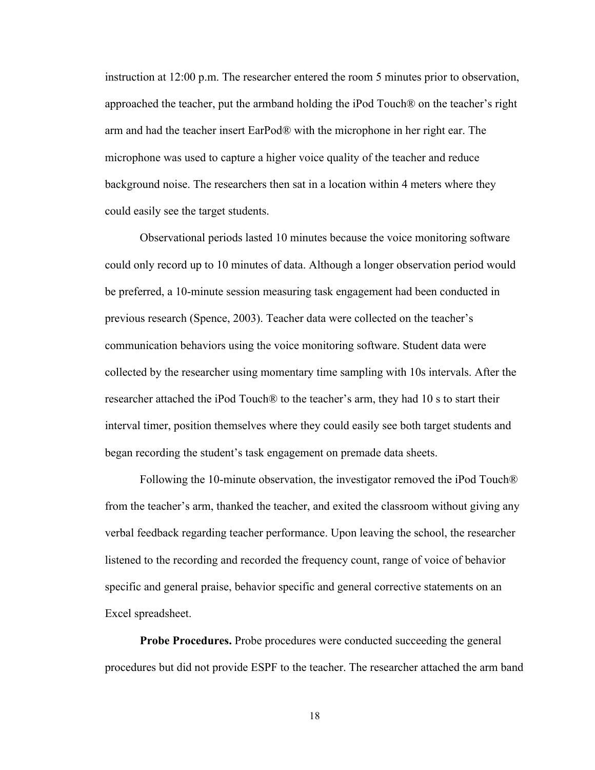instruction at 12:00 p.m. The researcher entered the room 5 minutes prior to observation, approached the teacher, put the armband holding the iPod Touch® on the teacher's right arm and had the teacher insert EarPod® with the microphone in her right ear. The microphone was used to capture a higher voice quality of the teacher and reduce background noise. The researchers then sat in a location within 4 meters where they could easily see the target students.

Observational periods lasted 10 minutes because the voice monitoring software could only record up to 10 minutes of data. Although a longer observation period would be preferred, a 10-minute session measuring task engagement had been conducted in previous research (Spence, 2003). Teacher data were collected on the teacher's communication behaviors using the voice monitoring software. Student data were collected by the researcher using momentary time sampling with 10s intervals. After the researcher attached the iPod Touch® to the teacher's arm, they had 10 s to start their interval timer, position themselves where they could easily see both target students and began recording the student's task engagement on premade data sheets.

Following the 10-minute observation, the investigator removed the iPod Touch® from the teacher's arm, thanked the teacher, and exited the classroom without giving any verbal feedback regarding teacher performance. Upon leaving the school, the researcher listened to the recording and recorded the frequency count, range of voice of behavior specific and general praise, behavior specific and general corrective statements on an Excel spreadsheet.

**Probe Procedures.** Probe procedures were conducted succeeding the general procedures but did not provide ESPF to the teacher. The researcher attached the arm band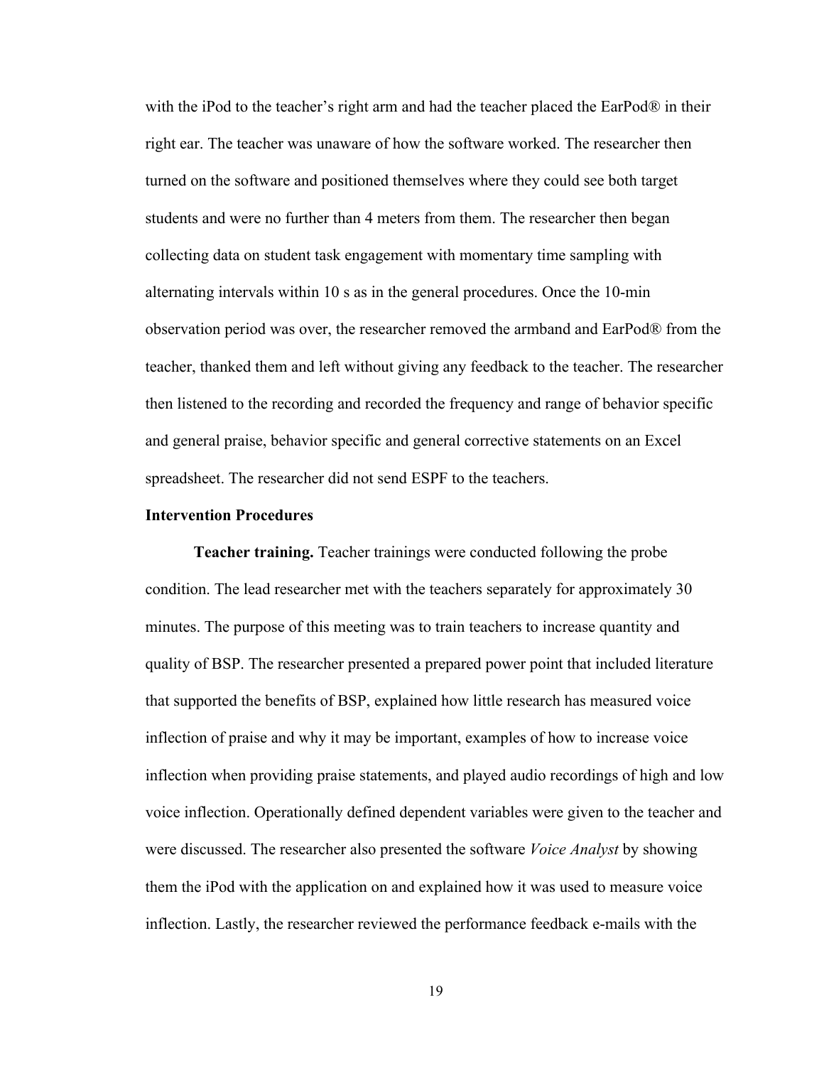with the iPod to the teacher's right arm and had the teacher placed the EarPod® in their right ear. The teacher was unaware of how the software worked. The researcher then turned on the software and positioned themselves where they could see both target students and were no further than 4 meters from them. The researcher then began collecting data on student task engagement with momentary time sampling with alternating intervals within 10 s as in the general procedures. Once the 10-min observation period was over, the researcher removed the armband and EarPod® from the teacher, thanked them and left without giving any feedback to the teacher. The researcher then listened to the recording and recorded the frequency and range of behavior specific and general praise, behavior specific and general corrective statements on an Excel spreadsheet. The researcher did not send ESPF to the teachers.

## Intervention Procedures

**Teacher training.** Teacher trainings were conducted following the probe condition. The lead researcher met with the teachers separately for approximately 30 minutes. The purpose of this meeting was to train teachers to increase quantity and quality of BSP. The researcher presented a prepared power point that included literature that supported the benefits of BSP, explained how little research has measured voice inflection of praise and why it may be important, examples of how to increase voice inflection when providing praise statements, and played audio recordings of high and low voice inflection. Operationally defined dependent variables were given to the teacher and were discussed. The researcher also presented the software *Voice Analyst* by showing them the iPod with the application on and explained how it was used to measure voice inflection. Lastly, the researcher reviewed the performance feedback e-mails with the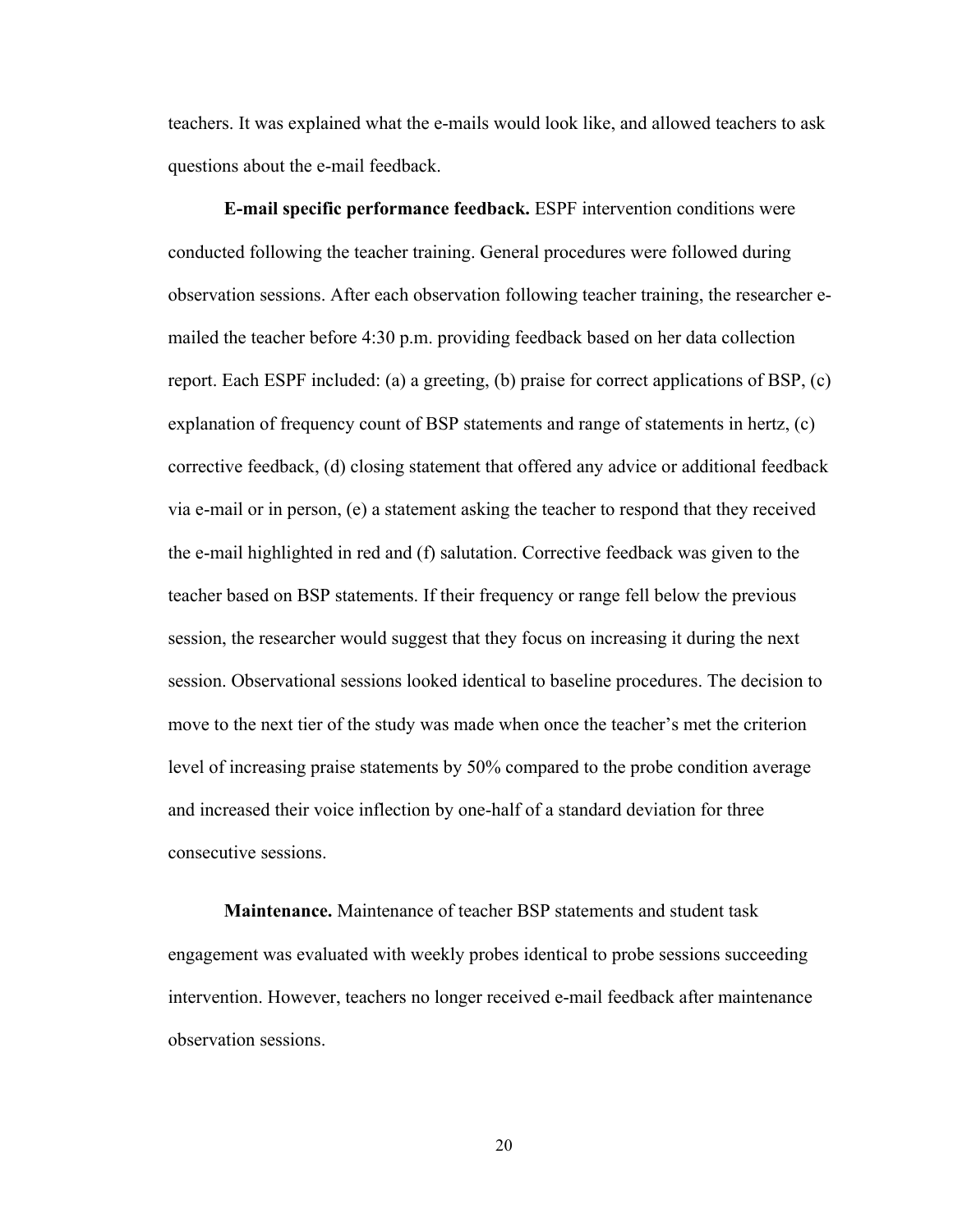teachers. It was explained what the e-mails would look like, and allowed teachers to ask questions about the e-mail feedback.

**E-mail specific performance feedback.** ESPF intervention conditions were conducted following the teacher training. General procedures were followed during observation sessions. After each observation following teacher training, the researcher e-mailed the teacher before 4:30 p.m. providing feedback based on her data collection report. Each ESPF included: (a) a greeting, (b) praise for correct applications of BSP, (c) explanation of frequency count of BSP statements and range of statements in hertz, (c) corrective feedback, (d) closing statement that offered any advice or additional feedback via e-mail or in person, (e) a statement asking the teacher to respond that they received the e-mail highlighted in red and (f) salutation. Corrective feedback was given to the teacher based on BSP statements. If their frequency or range fell below the previous session, the researcher would suggest that they focus on increasing it during the next session. Observational sessions looked identical to baseline procedures. The decision to move to the next tier of the study was made when once the teacher's met the criterion level of increasing praise statements by 50% compared to the probe condition average and increased their voice inflection by one-half of a standard deviation for three consecutive sessions.

**Maintenance.** Maintenance of teacher BSP statements and student task engagement was evaluated with weekly probes identical to probe sessions succeeding intervention. However, teachers no longer received e-mail feedback after maintenance observation sessions.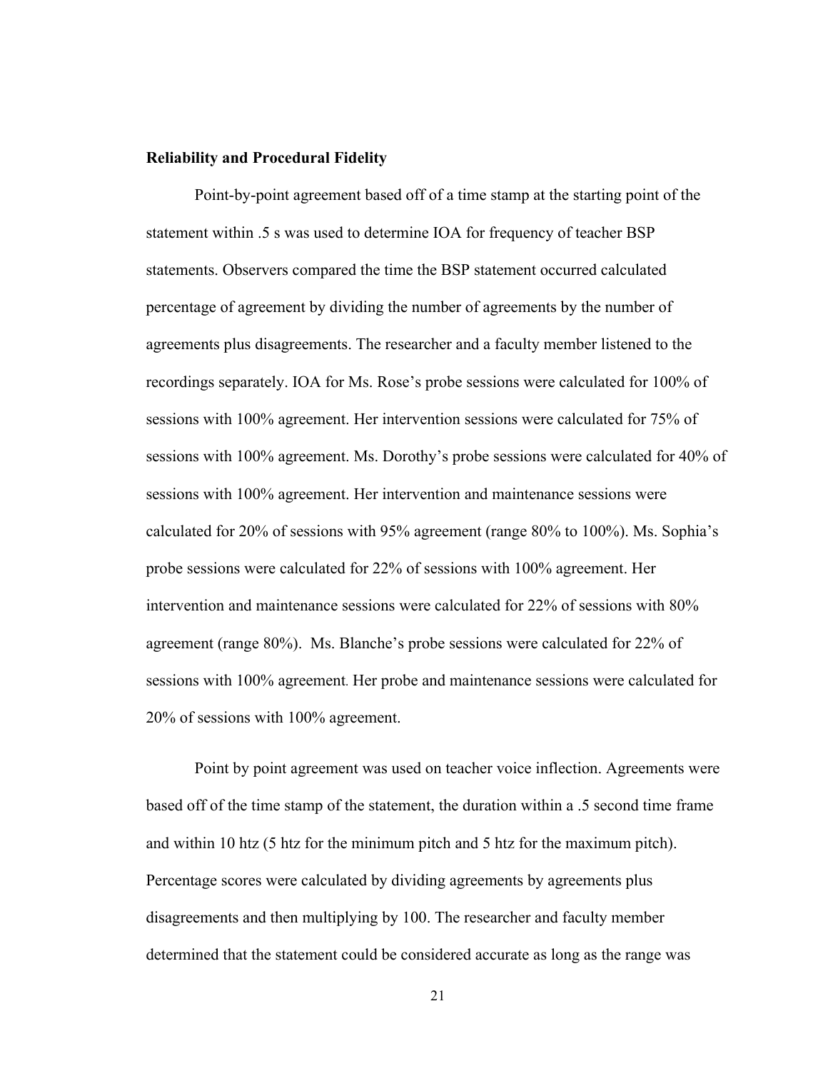**Reliability and Procedural Fidelity**

Point-by-point agreement based off of a time stamp at the starting point of the statement within .5 s was used to determine IOA for frequency of teacher BSP statements. Observers compared the time the BSP statement occurred calculated percentage of agreement by dividing the number of agreements by the number of agreements plus disagreements. The researcher and a faculty member listened to the recordings separately. IOA for Ms. Rose's probe sessions were calculated for 100% of sessions with 100% agreement. Her intervention sessions were calculated for 75% of sessions with 100% agreement. Ms. Dorothy's probe sessions were calculated for 40% of sessions with 100% agreement. Her intervention and maintenance sessions were calculated for 20% of sessions with 95% agreement (range 80% to 100%). Ms. Sophia's probe sessions were calculated for 22% of sessions with 100% agreement. Her intervention and maintenance sessions were calculated for 22% of sessions with 80% agreement (range 80%). Ms. Blanche's probe sessions were calculated for 22% of sessions with 100% agreement. Her probe and maintenance sessions were calculated for 20% of sessions with 100% agreement.

Point by point agreement was used on teacher voice inflection. Agreements were based off of the time stamp of the statement, the duration within a .5 second time frame and within 10 htz (5 htz for the minimum pitch and 5 htz for the maximum pitch). Percentage scores were calculated by dividing agreements by agreements plus disagreements and then multiplying by 100. The researcher and faculty member determined that the statement could be considered accurate as long as the range was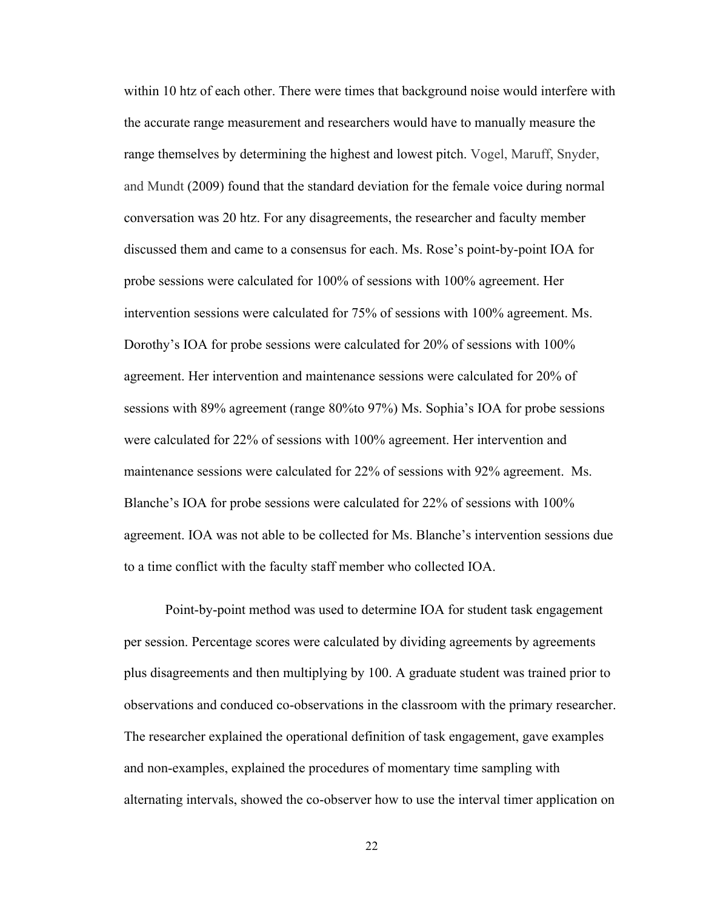within 10 htz of each other. There were times that background noise would interfere with the accurate range measurement and researchers would have to manually measure the range themselves by determining the highest and lowest pitch. Vogel, Maruff, Snyder, and Mundt (2009) found that the standard deviation for the female voice during normal conversation was 20 htz. For any disagreements, the researcher and faculty member discussed them and came to a consensus for each. Ms. Rose's point-by-point IOA for probe sessions were calculated for 100% of sessions with 100% agreement. Her intervention sessions were calculated for 75% of sessions with 100% agreement. Ms. Dorothy's IOA for probe sessions were calculated for 20% of sessions with 100% agreement. Her intervention and maintenance sessions were calculated for 20% of sessions with 89% agreement (range 80%to 97%) Ms. Sophia's IOA for probe sessions were calculated for 22% of sessions with 100% agreement. Her intervention and maintenance sessions were calculated for 22% of sessions with 92% agreement. Ms. Blanche's IOA for probe sessions were calculated for 22% of sessions with 100% agreement. IOA was not able to be collected for Ms. Blanche's intervention sessions due to a time conflict with the faculty staff member who collected IOA.

Point-by-point method was used to determine IOA for student task engagement per session. Percentage scores were calculated by dividing agreements by agreements plus disagreements and then multiplying by 100. A graduate student was trained prior to observations and conduced co-observations in the classroom with the primary researcher. The researcher explained the operational definition of task engagement, gave examples and non-examples, explained the procedures of momentary time sampling with alternating intervals, showed the co-observer how to use the interval timer application on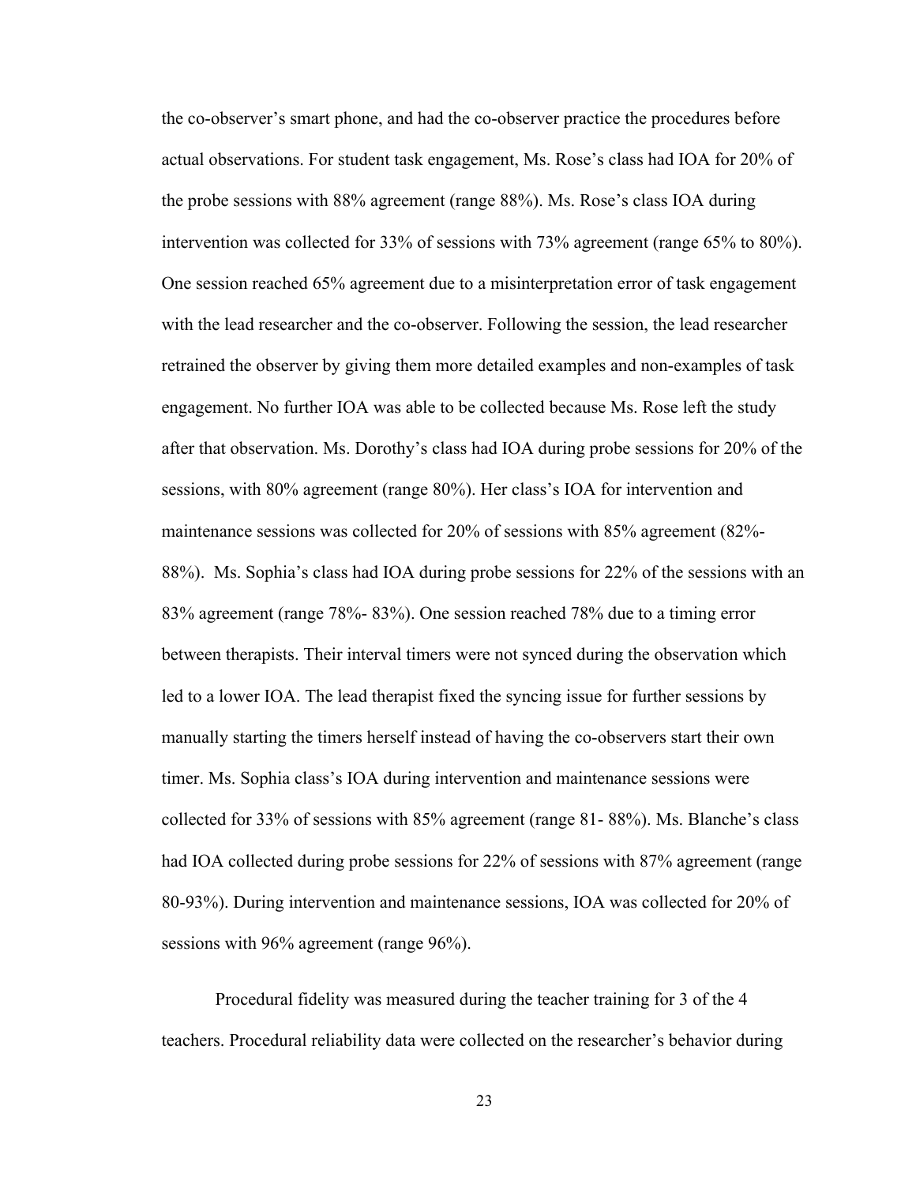the co-observer's smart phone, and had the co-observer practice the procedures before actual observations. For student task engagement, Ms. Rose's class had IOA for 20% of the probe sessions with 88% agreement (range 88%). Ms. Rose's class IOA during intervention was collected for 33% of sessions with 73% agreement (range 65% to 80%). One session reached 65% agreement due to a misinterpretation error of task engagement with the lead researcher and the co-observer. Following the session, the lead researcher retrained the observer by giving them more detailed examples and non-examples of task engagement. No further IOA was able to be collected because Ms. Rose left the study after that observation. Ms. Dorothy's class had IOA during probe sessions for 20% of the sessions, with 80% agreement (range 80%). Her class's IOA for intervention and maintenance sessions was collected for 20% of sessions with 85% agreement (82%-88%). Ms. Sophia's class had IOA during probe sessions for 22% of the sessions with an 83% agreement (range 78%- 83%). One session reached 78% due to a timing error between therapists. Their interval timers were not synced during the observation which led to a lower IOA. The lead therapist fixed the syncing issue for further sessions by manually starting the timers herself instead of having the co-observers start their own timer. Ms. Sophia class's IOA during intervention and maintenance sessions were collected for 33% of sessions with 85% agreement (range 81- 88%). Ms. Blanche's class had IOA collected during probe sessions for 22% of sessions with 87% agreement (range 80-93%). During intervention and maintenance sessions, IOA was collected for 20% of sessions with 96% agreement (range 96%).

Procedural fidelity was measured during the teacher training for 3 of the 4 teachers. Procedural reliability data were collected on the researcher's behavior during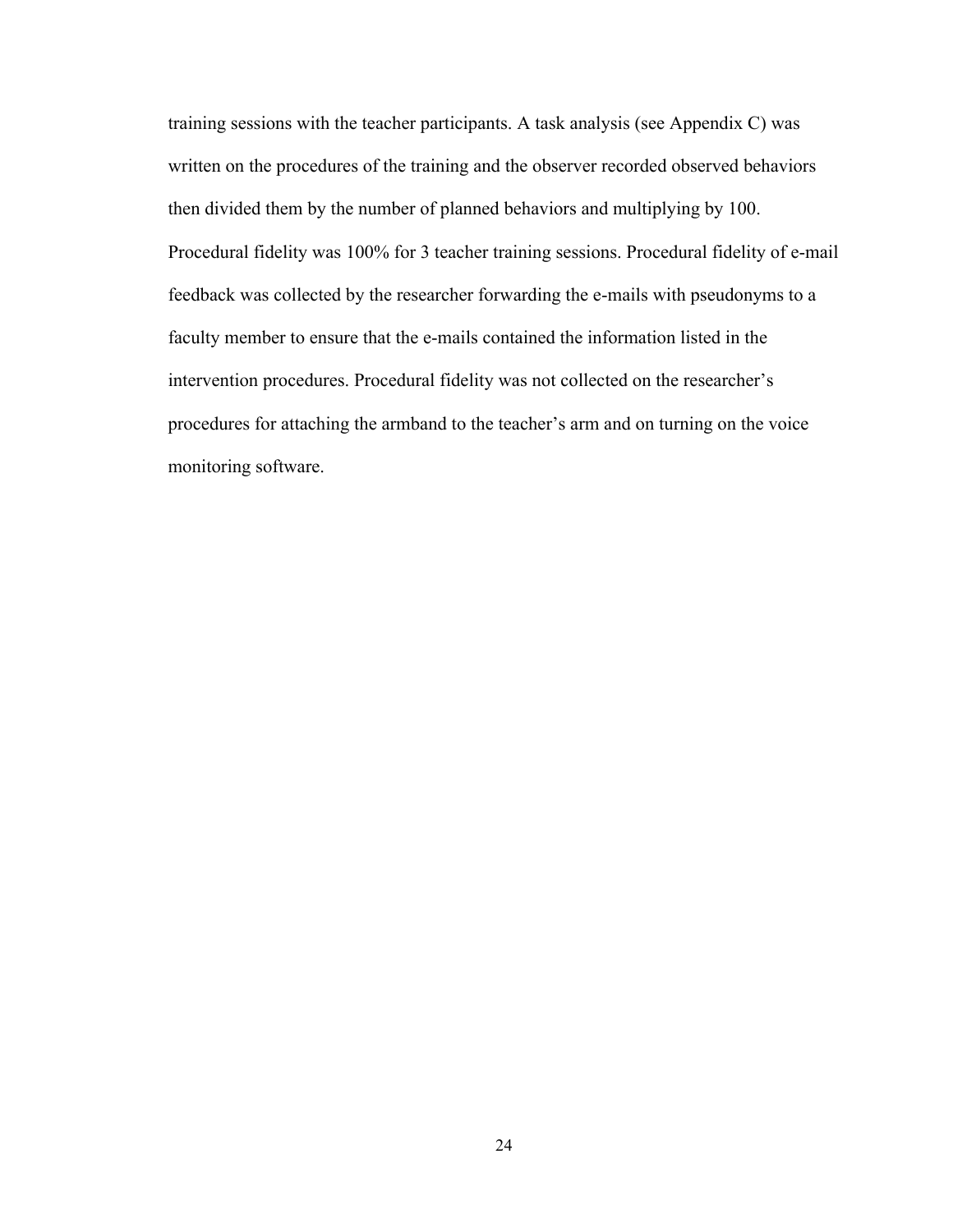training sessions with the teacher participants. A task analysis (see Appendix C) was written on the procedures of the training and the observer recorded observed behaviors then divided them by the number of planned behaviors and multiplying by 100. Procedural fidelity was 100% for 3 teacher training sessions. Procedural fidelity of e-mail feedback was collected by the researcher forwarding the e-mails with pseudonyms to a faculty member to ensure that the e-mails contained the information listed in the intervention procedures. Procedural fidelity was not collected on the researcher's procedures for attaching the armband to the teacher's arm and on turning on the voice monitoring software.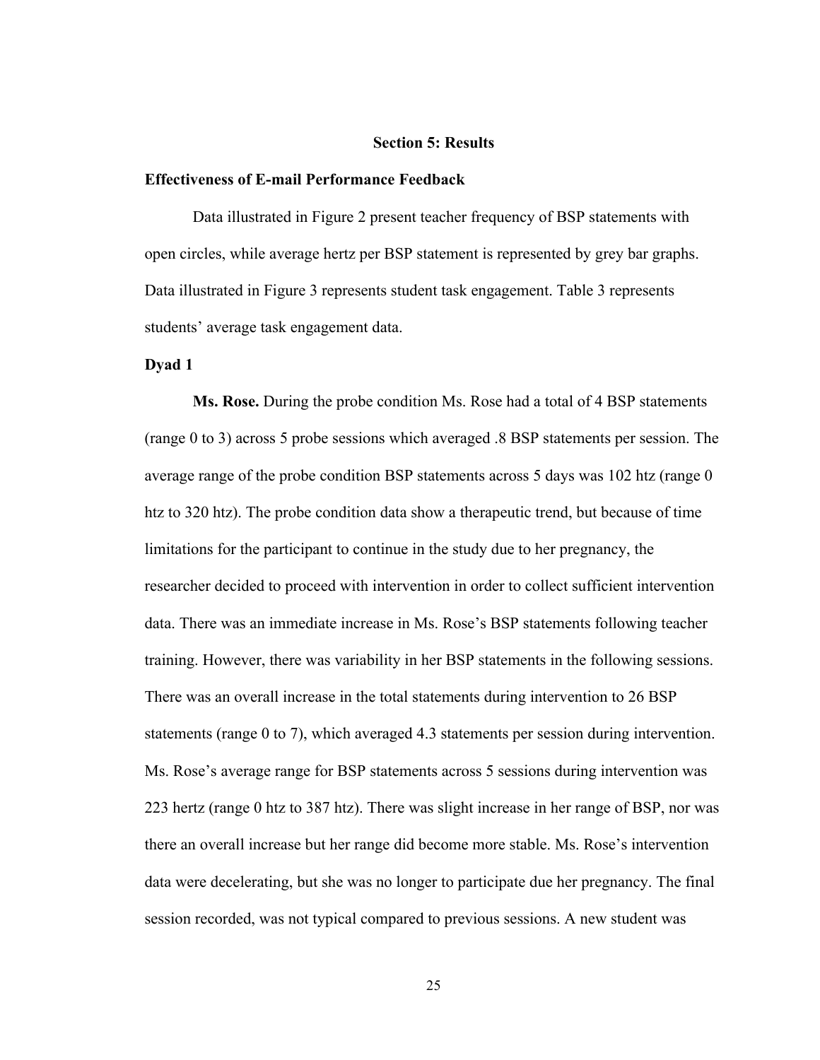## Section 5: Results

### Effectiveness of E-mail Performance Feedback

Data illustrated in Figure 2 present teacher frequency of BSP statements with open circles, while average hertz per BSP statement is represented by grey bar graphs. Data illustrated in Figure 3 represents student task engagement. Table 3 represents students' average task engagement data.

### Dyad 1

**Ms. Rose.** During the probe condition Ms. Rose had a total of 4 BSP statements (range 0 to 3) across 5 probe sessions which averaged .8 BSP statements per session. The average range of the probe condition BSP statements across 5 days was 102 htz (range 0 htz to 320 htz). The probe condition data show a therapeutic trend, but because of time limitations for the participant to continue in the study due to her pregnancy, the researcher decided to proceed with intervention in order to collect sufficient intervention data. There was an immediate increase in Ms. Rose's BSP statements following teacher training. However, there was variability in her BSP statements in the following sessions. There was an overall increase in the total statements during intervention to 26 BSP statements (range 0 to 7), which averaged 4.3 statements per session during intervention. Ms. Rose's average range for BSP statements across 5 sessions during intervention was 223 hertz (range 0 htz to 387 htz). There was slight increase in her range of BSP, nor was there an overall increase but her range did become more stable. Ms. Rose's intervention data were decelerating, but she was no longer to participate due her pregnancy. The final session recorded, was not typical compared to previous sessions. A new student was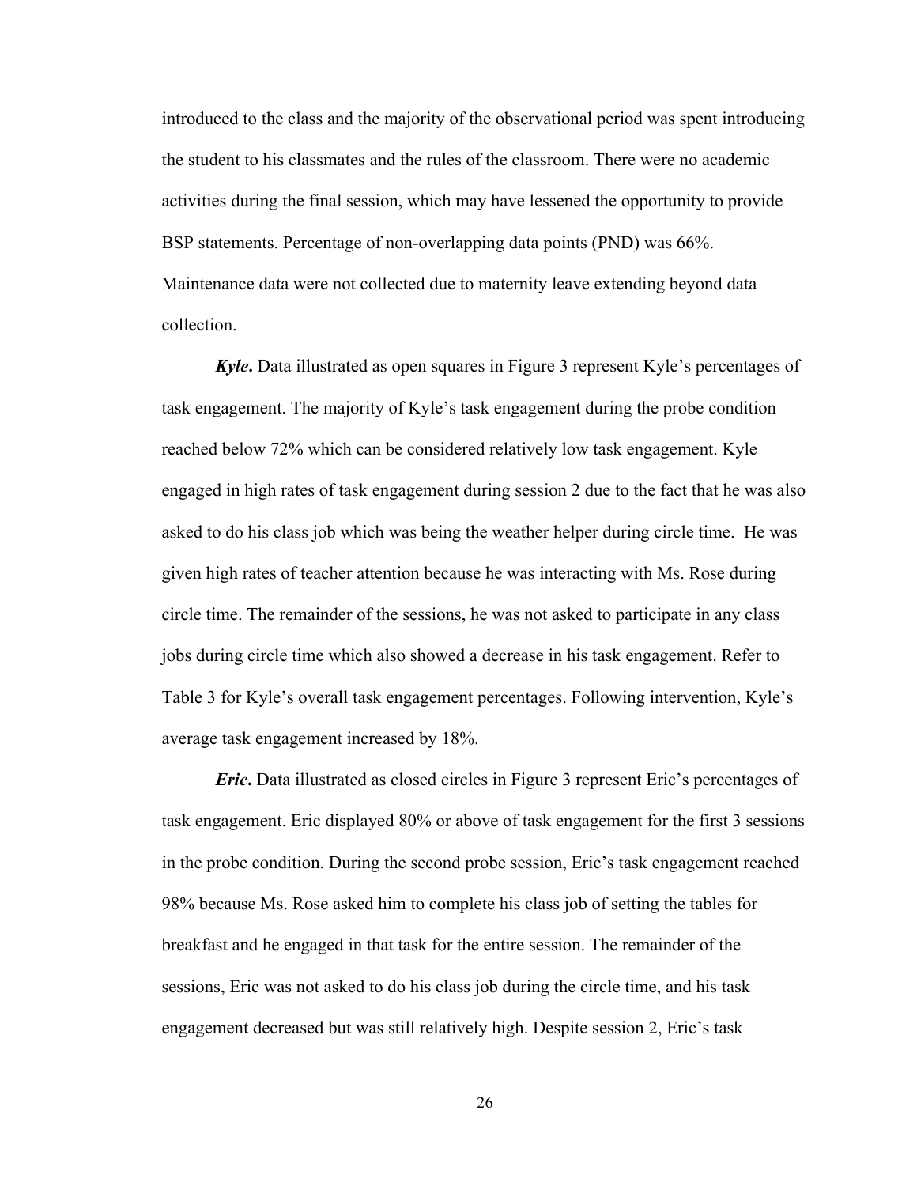introduced to the class and the majority of the observational period was spent introducing the student to his classmates and the rules of the classroom. There were no academic activities during the final session, which may have lessened the opportunity to provide BSP statements. Percentage of non-overlapping data points (PND) was 66%. Maintenance data were not collected due to maternity leave extending beyond data collection.

***Kyle*.** Data illustrated as open squares in Figure 3 represent Kyle's percentages of task engagement. The majority of Kyle's task engagement during the probe condition reached below 72% which can be considered relatively low task engagement. Kyle engaged in high rates of task engagement during session 2 due to the fact that he was also asked to do his class job which was being the weather helper during circle time. He was given high rates of teacher attention because he was interacting with Ms. Rose during circle time. The remainder of the sessions, he was not asked to participate in any class jobs during circle time which also showed a decrease in his task engagement. Refer to Table 3 for Kyle's overall task engagement percentages. Following intervention, Kyle's average task engagement increased by 18%.

***Eric*.** Data illustrated as closed circles in Figure 3 represent Eric's percentages of task engagement. Eric displayed 80% or above of task engagement for the first 3 sessions in the probe condition. During the second probe session, Eric's task engagement reached 98% because Ms. Rose asked him to complete his class job of setting the tables for breakfast and he engaged in that task for the entire session. The remainder of the sessions, Eric was not asked to do his class job during the circle time, and his task engagement decreased but was still relatively high. Despite session 2, Eric's task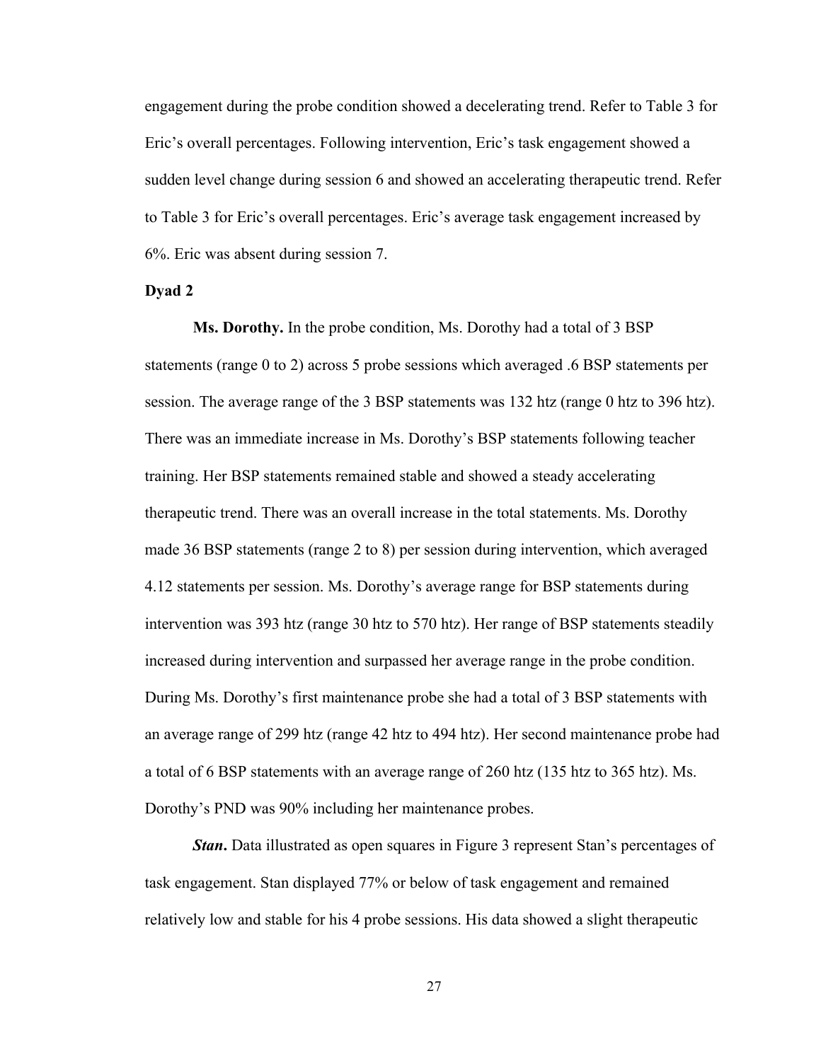engagement during the probe condition showed a decelerating trend. Refer to Table 3 for Eric's overall percentages. Following intervention, Eric's task engagement showed a sudden level change during session 6 and showed an accelerating therapeutic trend. Refer to Table 3 for Eric's overall percentages. Eric's average task engagement increased by 6%. Eric was absent during session 7.

### Dyad 2

**Ms. Dorothy.** In the probe condition, Ms. Dorothy had a total of 3 BSP statements (range 0 to 2) across 5 probe sessions which averaged .6 BSP statements per session. The average range of the 3 BSP statements was 132 htz (range 0 htz to 396 htz). There was an immediate increase in Ms. Dorothy's BSP statements following teacher training. Her BSP statements remained stable and showed a steady accelerating therapeutic trend. There was an overall increase in the total statements. Ms. Dorothy made 36 BSP statements (range 2 to 8) per session during intervention, which averaged 4.12 statements per session. Ms. Dorothy's average range for BSP statements during intervention was 393 htz (range 30 htz to 570 htz). Her range of BSP statements steadily increased during intervention and surpassed her average range in the probe condition. During Ms. Dorothy's first maintenance probe she had a total of 3 BSP statements with an average range of 299 htz (range 42 htz to 494 htz). Her second maintenance probe had a total of 6 BSP statements with an average range of 260 htz (135 htz to 365 htz). Ms. Dorothy's PND was 90% including her maintenance probes.

***Stan*.** Data illustrated as open squares in Figure 3 represent Stan's percentages of task engagement. Stan displayed 77% or below of task engagement and remained relatively low and stable for his 4 probe sessions. His data showed a slight therapeutic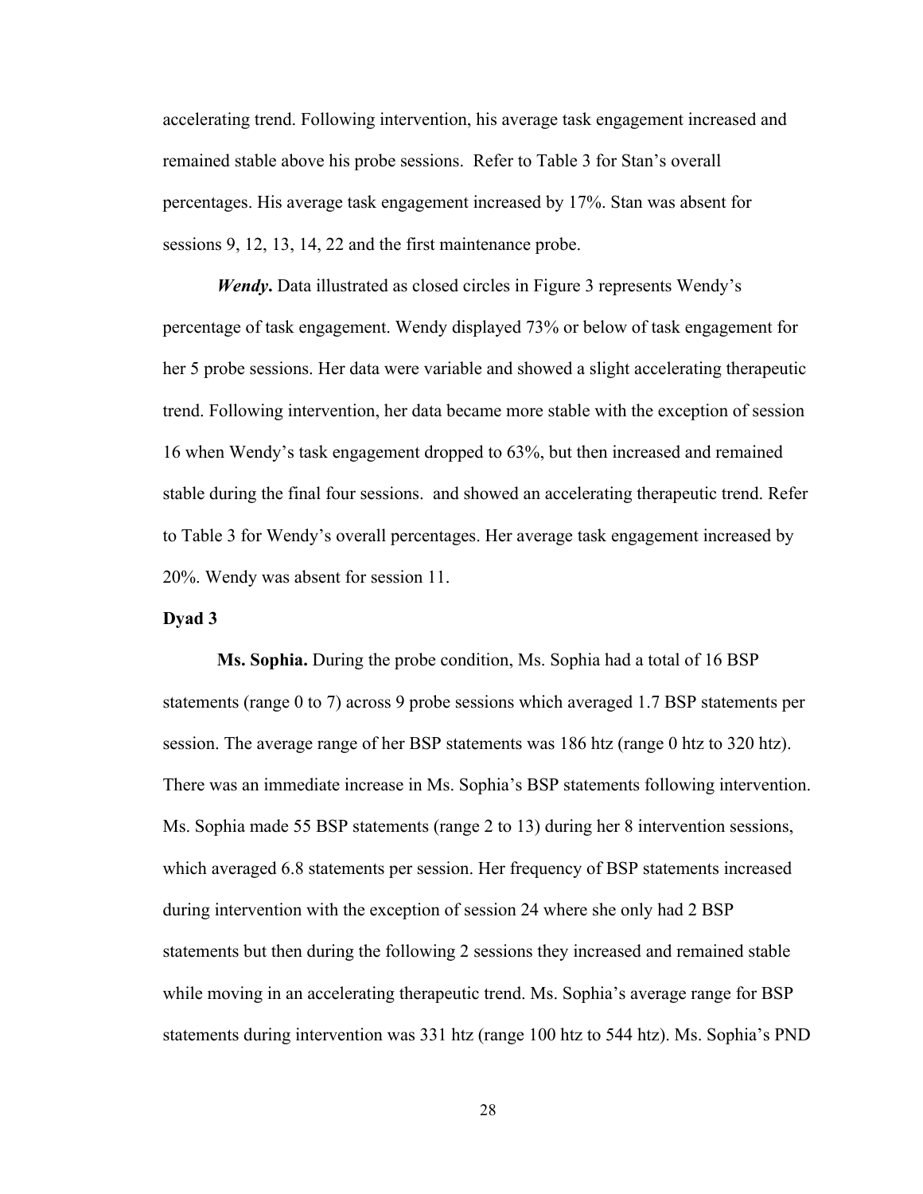accelerating trend. Following intervention, his average task engagement increased and remained stable above his probe sessions. Refer to Table 3 for Stan's overall percentages. His average task engagement increased by 17%. Stan was absent for sessions 9, 12, 13, 14, 22 and the first maintenance probe.

***Wendy*.** Data illustrated as closed circles in Figure 3 represents Wendy's percentage of task engagement. Wendy displayed 73% or below of task engagement for her 5 probe sessions. Her data were variable and showed a slight accelerating therapeutic trend. Following intervention, her data became more stable with the exception of session 16 when Wendy's task engagement dropped to 63%, but then increased and remained stable during the final four sessions. and showed an accelerating therapeutic trend. Refer to Table 3 for Wendy's overall percentages. Her average task engagement increased by 20%. Wendy was absent for session 11.

**Dyad 3**

**Ms. Sophia.** During the probe condition, Ms. Sophia had a total of 16 BSP statements (range 0 to 7) across 9 probe sessions which averaged 1.7 BSP statements per session. The average range of her BSP statements was 186 htz (range 0 htz to 320 htz). There was an immediate increase in Ms. Sophia's BSP statements following intervention. Ms. Sophia made 55 BSP statements (range 2 to 13) during her 8 intervention sessions, which averaged 6.8 statements per session. Her frequency of BSP statements increased during intervention with the exception of session 24 where she only had 2 BSP statements but then during the following 2 sessions they increased and remained stable while moving in an accelerating therapeutic trend. Ms. Sophia's average range for BSP statements during intervention was 331 htz (range 100 htz to 544 htz). Ms. Sophia's PND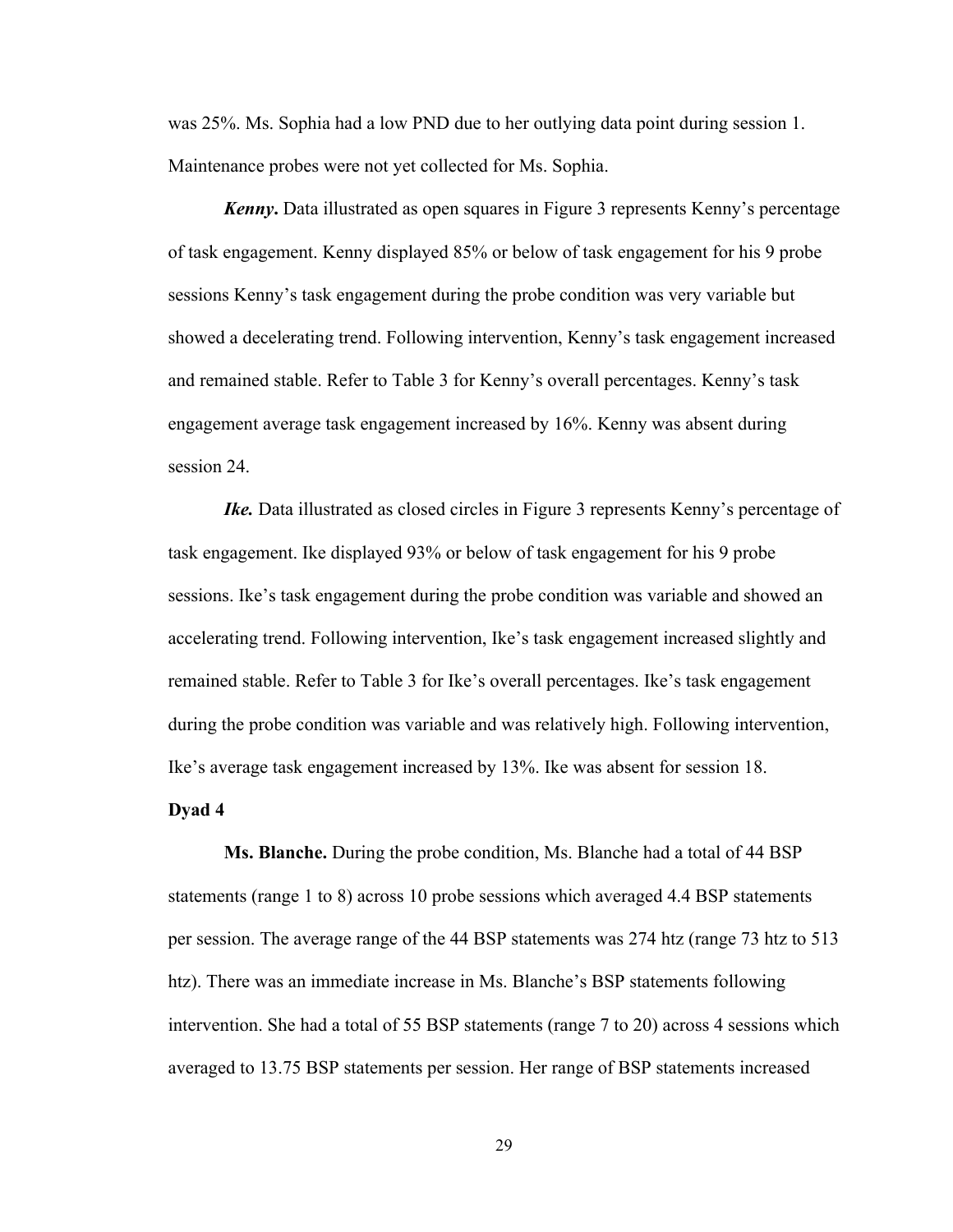was 25%. Ms. Sophia had a low PND due to her outlying data point during session 1. Maintenance probes were not yet collected for Ms. Sophia.

***Kenny*.** Data illustrated as open squares in Figure 3 represents Kenny's percentage of task engagement. Kenny displayed 85% or below of task engagement for his 9 probe sessions Kenny's task engagement during the probe condition was very variable but showed a decelerating trend. Following intervention, Kenny's task engagement increased and remained stable. Refer to Table 3 for Kenny's overall percentages. Kenny's task engagement average task engagement increased by 16%. Kenny was absent during session 24.

***Ike.*** Data illustrated as closed circles in Figure 3 represents Kenny's percentage of task engagement. Ike displayed 93% or below of task engagement for his 9 probe sessions. Ike's task engagement during the probe condition was variable and showed an accelerating trend. Following intervention, Ike's task engagement increased slightly and remained stable. Refer to Table 3 for Ike's overall percentages. Ike's task engagement during the probe condition was variable and was relatively high. Following intervention, Ike's average task engagement increased by 13%. Ike was absent for session 18.

**Dyad 4**

**Ms. Blanche.** During the probe condition, Ms. Blanche had a total of 44 BSP statements (range 1 to 8) across 10 probe sessions which averaged 4.4 BSP statements per session. The average range of the 44 BSP statements was 274 htz (range 73 htz to 513 htz). There was an immediate increase in Ms. Blanche's BSP statements following intervention. She had a total of 55 BSP statements (range 7 to 20) across 4 sessions which averaged to 13.75 BSP statements per session. Her range of BSP statements increased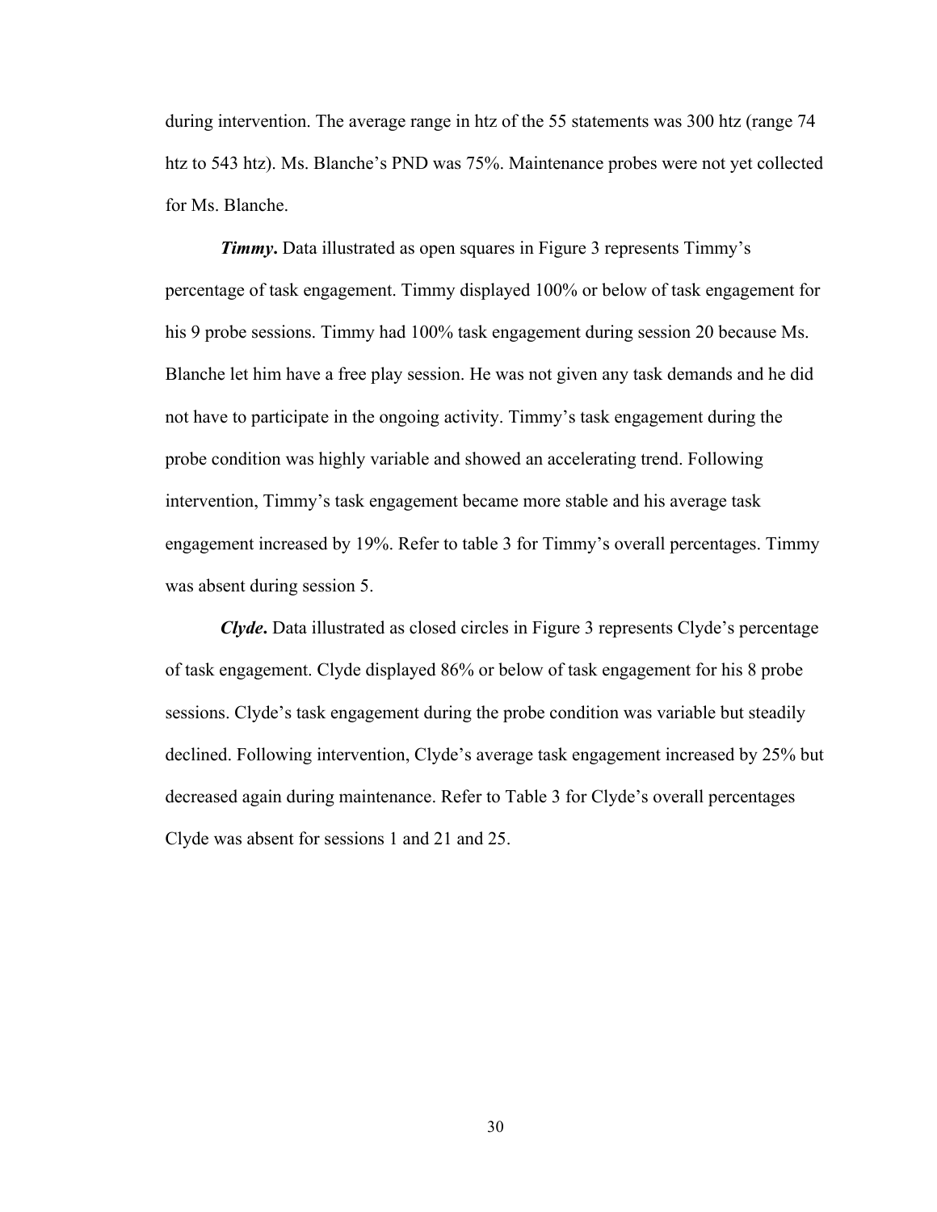during intervention. The average range in htz of the 55 statements was 300 htz (range 74 htz to 543 htz). Ms. Blanche's PND was 75%. Maintenance probes were not yet collected for Ms. Blanche.

***Timmy*****.** Data illustrated as open squares in Figure 3 represents Timmy's percentage of task engagement. Timmy displayed 100% or below of task engagement for his 9 probe sessions. Timmy had 100% task engagement during session 20 because Ms. Blanche let him have a free play session. He was not given any task demands and he did not have to participate in the ongoing activity. Timmy's task engagement during the probe condition was highly variable and showed an accelerating trend. Following intervention, Timmy's task engagement became more stable and his average task engagement increased by 19%. Refer to table 3 for Timmy's overall percentages. Timmy was absent during session 5.

***Clyde*****.** Data illustrated as closed circles in Figure 3 represents Clyde's percentage of task engagement. Clyde displayed 86% or below of task engagement for his 8 probe sessions. Clyde's task engagement during the probe condition was variable but steadily declined. Following intervention, Clyde's average task engagement increased by 25% but decreased again during maintenance. Refer to Table 3 for Clyde's overall percentages Clyde was absent for sessions 1 and 21 and 25.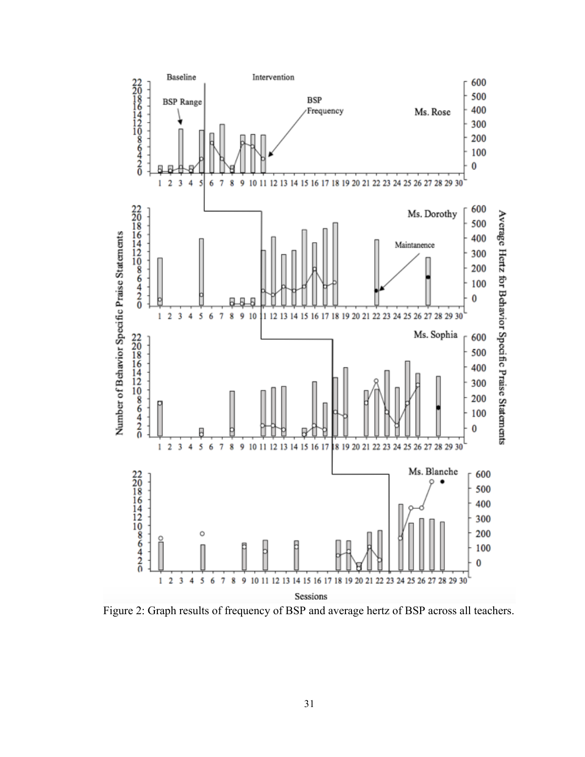Baseline

Intervention

BSP Range

BSP Frequency

Ms. Rose

Ms. Dorothy

Maintanence

Ms. Sophia

Ms. Blanche

Number of Behavior Specific Praise Statements

Average Hertz for Behavior Specific Praise Statements

Sessions

Figure 2: Graph results of frequency of BSP and average hertz of BSP across all teachers.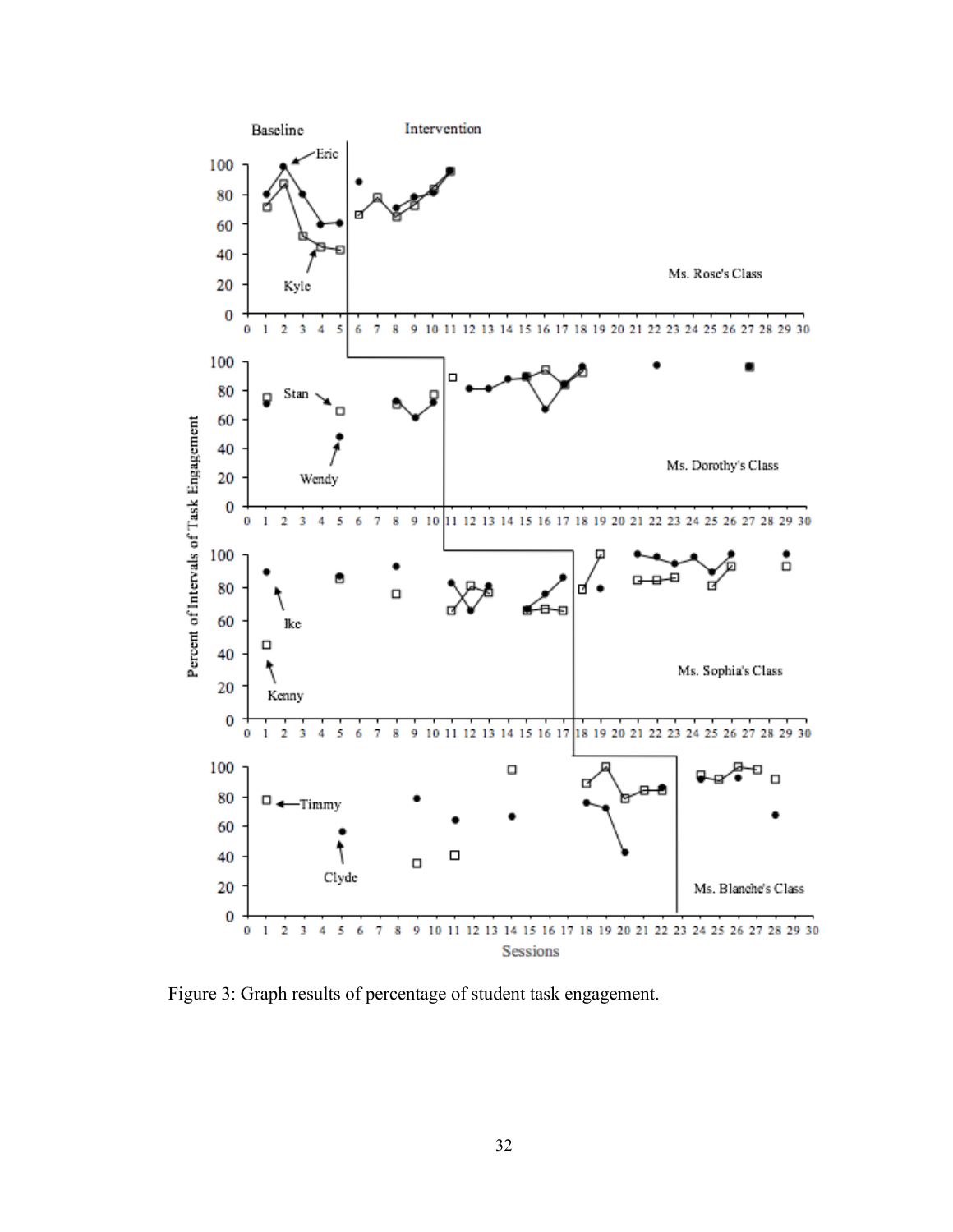Baseline

Intervention

Eric

Kyle

Ms. Rose's Class

Stan

Wendy

Ms. Dorothy's Class

Ike

Kenny

Ms. Sophia's Class

Timmy

Clyde

Ms. Blanche's Class

Percent of Intervals of Task Engagement

Sessions

0 1 2 3 4 5 6 7 8 9 10 11 12 13 14 15 16 17 18 19 20 21 22 23 24 25 26 27 28 29 30

0 20 40 60 80 100

Figure 3: Graph results of percentage of student task engagement.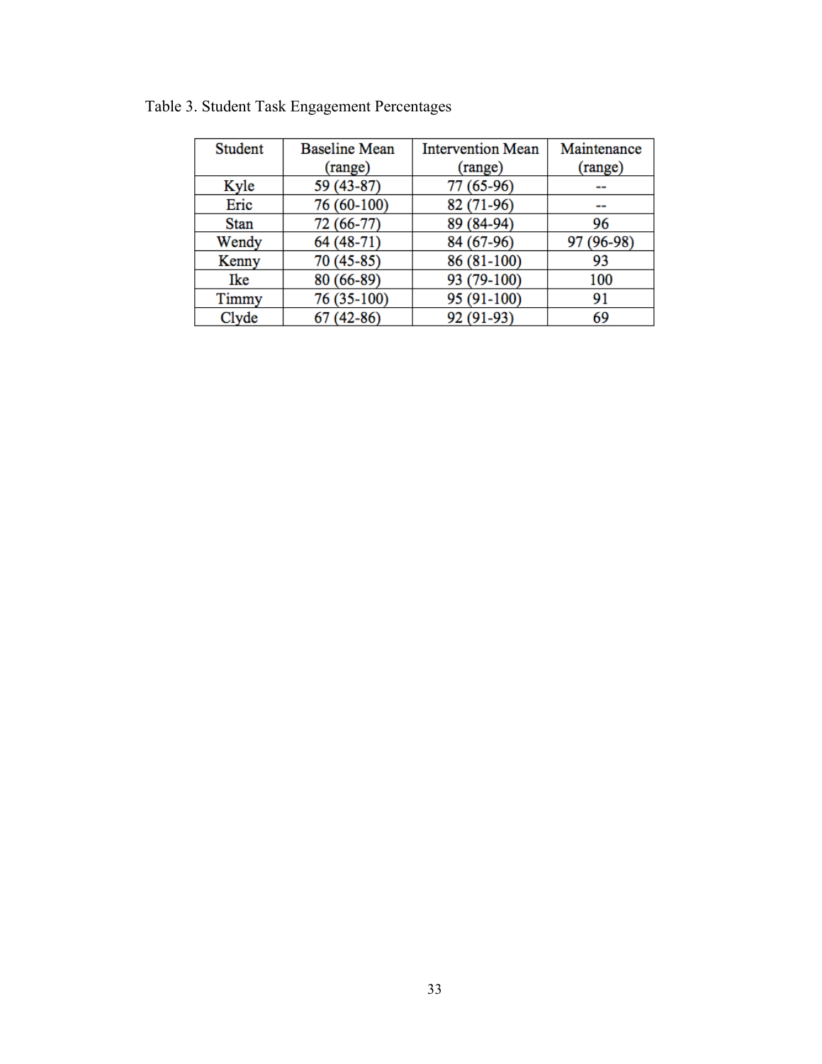Table 3. Student Task Engagement Percentages

| Student | Baseline Mean (range) | Intervention Mean (range) | Maintenance (range) |
|---|---|---|---|
| Kyle | 59 (43-87) | 77 (65-96) | -- |
| Eric | 76 (60-100) | 82 (71-96) | -- |
| Stan | 72 (66-77) | 89 (84-94) | 96 |
| Wendy | 64 (48-71) | 84 (67-96) | 97 (96-98) |
| Kenny | 70 (45-85) | 86 (81-100) | 93 |
| Ike | 80 (66-89) | 93 (79-100) | 100 |
| Timmy | 76 (35-100) | 95 (91-100) | 91 |
| Clyde | 67 (42-86) | 92 (91-93) | 69 |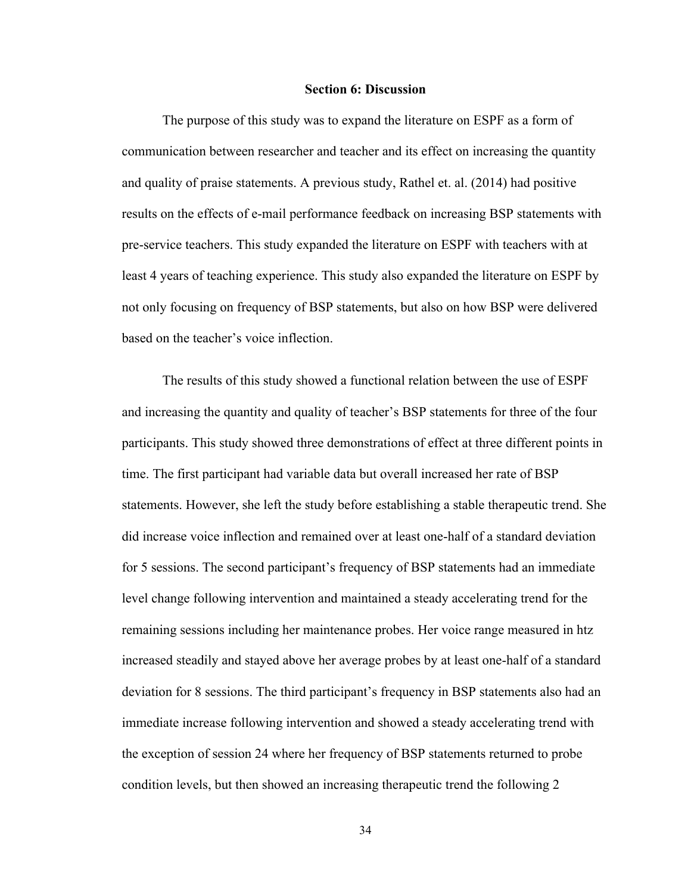## Section 6: Discussion

The purpose of this study was to expand the literature on ESPF as a form of communication between researcher and teacher and its effect on increasing the quantity and quality of praise statements. A previous study, Rathel et. al. (2014) had positive results on the effects of e-mail performance feedback on increasing BSP statements with pre-service teachers. This study expanded the literature on ESPF with teachers with at least 4 years of teaching experience. This study also expanded the literature on ESPF by not only focusing on frequency of BSP statements, but also on how BSP were delivered based on the teacher's voice inflection.

The results of this study showed a functional relation between the use of ESPF and increasing the quantity and quality of teacher's BSP statements for three of the four participants. This study showed three demonstrations of effect at three different points in time. The first participant had variable data but overall increased her rate of BSP statements. However, she left the study before establishing a stable therapeutic trend. She did increase voice inflection and remained over at least one-half of a standard deviation for 5 sessions. The second participant's frequency of BSP statements had an immediate level change following intervention and maintained a steady accelerating trend for the remaining sessions including her maintenance probes. Her voice range measured in htz increased steadily and stayed above her average probes by at least one-half of a standard deviation for 8 sessions. The third participant's frequency in BSP statements also had an immediate increase following intervention and showed a steady accelerating trend with the exception of session 24 where her frequency of BSP statements returned to probe condition levels, but then showed an increasing therapeutic trend the following 2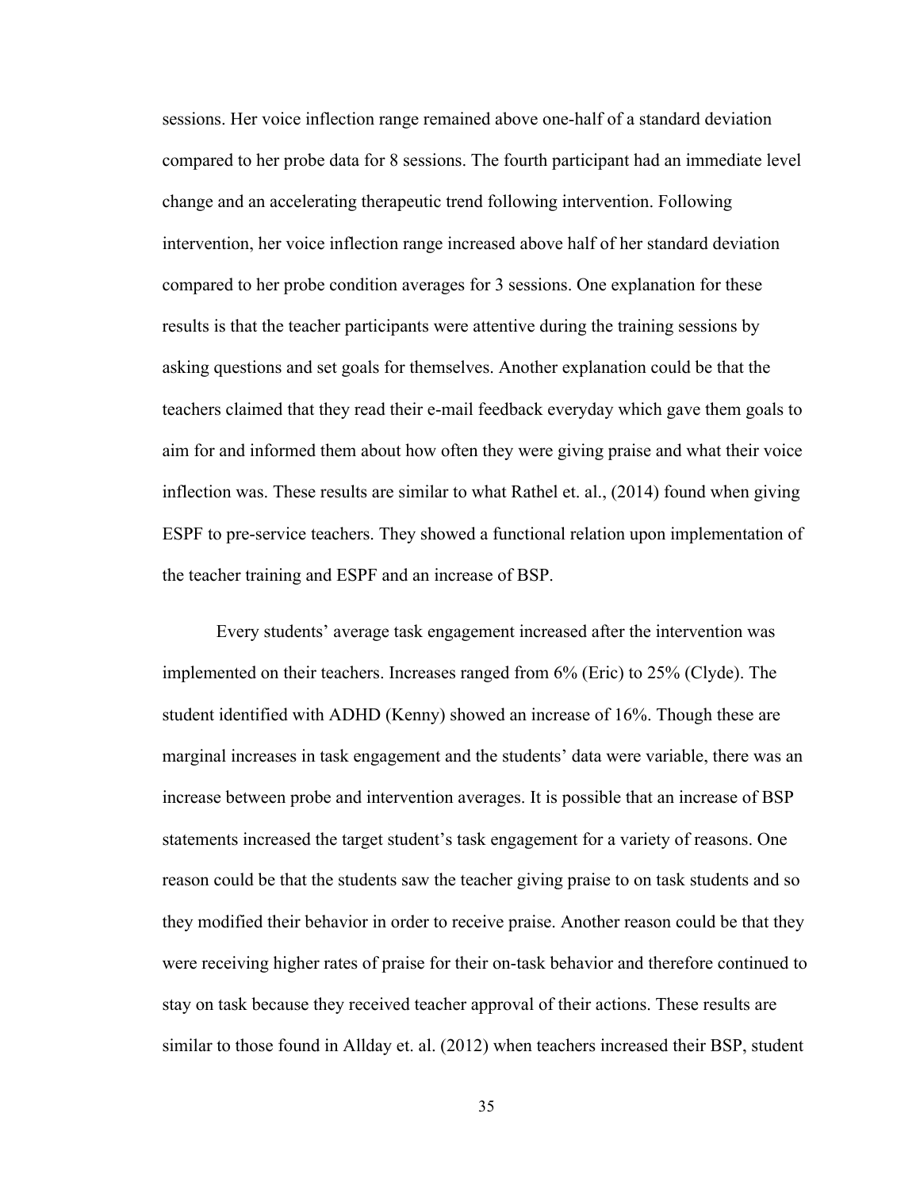sessions. Her voice inflection range remained above one-half of a standard deviation compared to her probe data for 8 sessions. The fourth participant had an immediate level change and an accelerating therapeutic trend following intervention. Following intervention, her voice inflection range increased above half of her standard deviation compared to her probe condition averages for 3 sessions. One explanation for these results is that the teacher participants were attentive during the training sessions by asking questions and set goals for themselves. Another explanation could be that the teachers claimed that they read their e-mail feedback everyday which gave them goals to aim for and informed them about how often they were giving praise and what their voice inflection was. These results are similar to what Rathel et. al., (2014) found when giving ESPF to pre-service teachers. They showed a functional relation upon implementation of the teacher training and ESPF and an increase of BSP.

Every students' average task engagement increased after the intervention was implemented on their teachers. Increases ranged from 6% (Eric) to 25% (Clyde). The student identified with ADHD (Kenny) showed an increase of 16%. Though these are marginal increases in task engagement and the students' data were variable, there was an increase between probe and intervention averages. It is possible that an increase of BSP statements increased the target student's task engagement for a variety of reasons. One reason could be that the students saw the teacher giving praise to on task students and so they modified their behavior in order to receive praise. Another reason could be that they were receiving higher rates of praise for their on-task behavior and therefore continued to stay on task because they received teacher approval of their actions. These results are similar to those found in Allday et. al. (2012) when teachers increased their BSP, student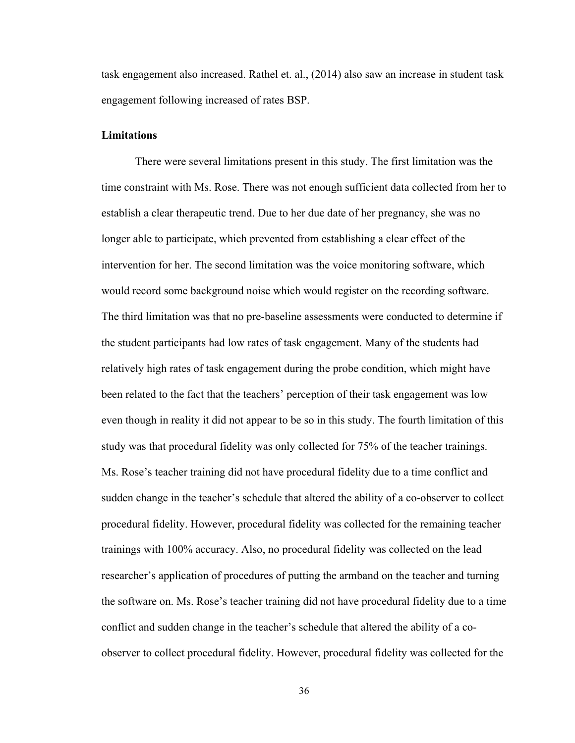task engagement also increased. Rathel et. al., (2014) also saw an increase in student task engagement following increased of rates BSP.

**Limitations**

There were several limitations present in this study. The first limitation was the time constraint with Ms. Rose. There was not enough sufficient data collected from her to establish a clear therapeutic trend. Due to her due date of her pregnancy, she was no longer able to participate, which prevented from establishing a clear effect of the intervention for her. The second limitation was the voice monitoring software, which would record some background noise which would register on the recording software. The third limitation was that no pre-baseline assessments were conducted to determine if the student participants had low rates of task engagement. Many of the students had relatively high rates of task engagement during the probe condition, which might have been related to the fact that the teachers' perception of their task engagement was low even though in reality it did not appear to be so in this study. The fourth limitation of this study was that procedural fidelity was only collected for 75% of the teacher trainings. Ms. Rose's teacher training did not have procedural fidelity due to a time conflict and sudden change in the teacher's schedule that altered the ability of a co-observer to collect procedural fidelity. However, procedural fidelity was collected for the remaining teacher trainings with 100% accuracy. Also, no procedural fidelity was collected on the lead researcher's application of procedures of putting the armband on the teacher and turning the software on. Ms. Rose's teacher training did not have procedural fidelity due to a time conflict and sudden change in the teacher's schedule that altered the ability of a co-observer to collect procedural fidelity. However, procedural fidelity was collected for the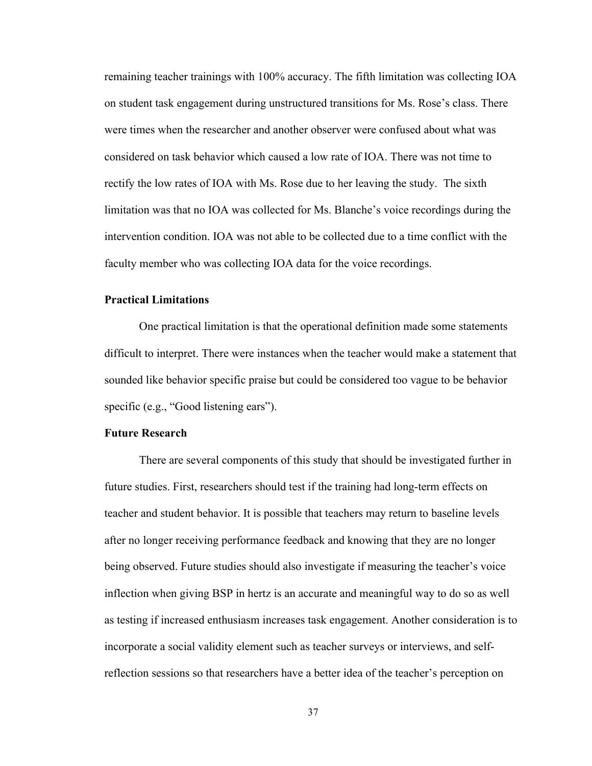remaining teacher trainings with 100% accuracy. The fifth limitation was collecting IOA on student task engagement during unstructured transitions for Ms. Rose's class. There were times when the researcher and another observer were confused about what was considered on task behavior which caused a low rate of IOA. There was not time to rectify the low rates of IOA with Ms. Rose due to her leaving the study. The sixth limitation was that no IOA was collected for Ms. Blanche's voice recordings during the intervention condition. IOA was not able to be collected due to a time conflict with the faculty member who was collecting IOA data for the voice recordings.

### Practical Limitations

One practical limitation is that the operational definition made some statements difficult to interpret. There were instances when the teacher would make a statement that sounded like behavior specific praise but could be considered too vague to be behavior specific (e.g., "Good listening ears").

### Future Research

There are several components of this study that should be investigated further in future studies. First, researchers should test if the training had long-term effects on teacher and student behavior. It is possible that teachers may return to baseline levels after no longer receiving performance feedback and knowing that they are no longer being observed. Future studies should also investigate if measuring the teacher's voice inflection when giving BSP in hertz is an accurate and meaningful way to do so as well as testing if increased enthusiasm increases task engagement. Another consideration is to incorporate a social validity element such as teacher surveys or interviews, and self-reflection sessions so that researchers have a better idea of the teacher's perception on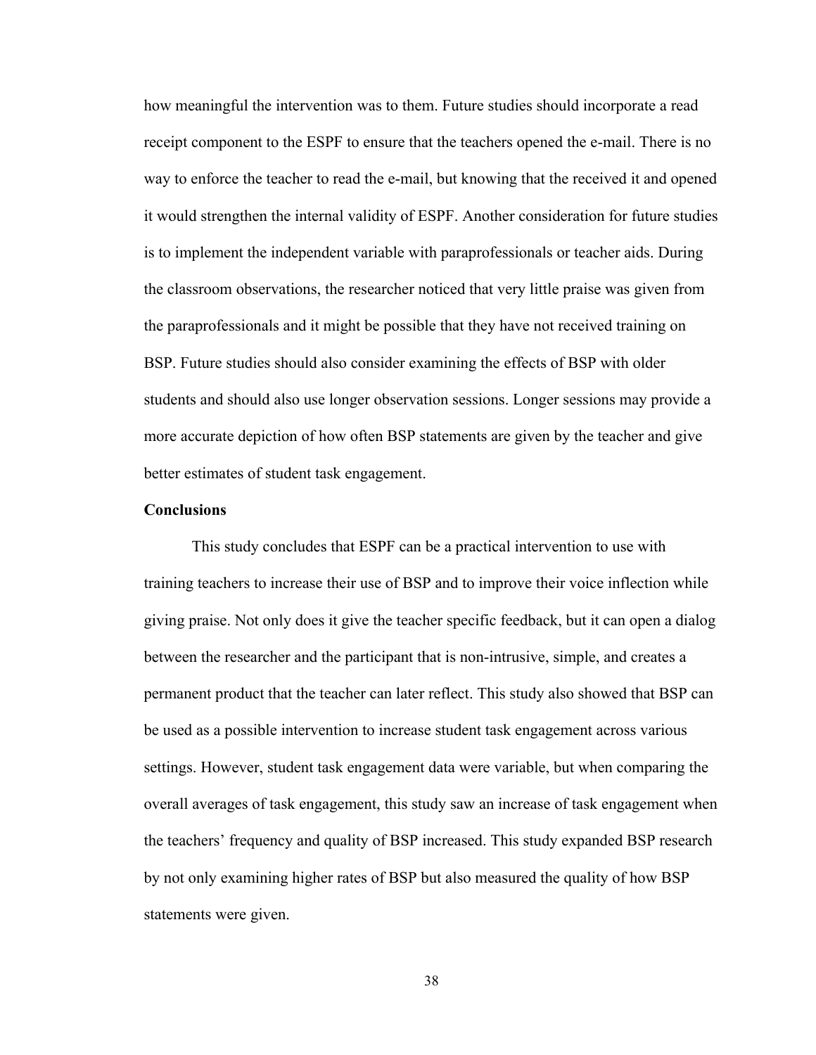how meaningful the intervention was to them. Future studies should incorporate a read receipt component to the ESPF to ensure that the teachers opened the e-mail. There is no way to enforce the teacher to read the e-mail, but knowing that the received it and opened it would strengthen the internal validity of ESPF. Another consideration for future studies is to implement the independent variable with paraprofessionals or teacher aids. During the classroom observations, the researcher noticed that very little praise was given from the paraprofessionals and it might be possible that they have not received training on BSP. Future studies should also consider examining the effects of BSP with older students and should also use longer observation sessions. Longer sessions may provide a more accurate depiction of how often BSP statements are given by the teacher and give better estimates of student task engagement.

**Conclusions**

This study concludes that ESPF can be a practical intervention to use with training teachers to increase their use of BSP and to improve their voice inflection while giving praise. Not only does it give the teacher specific feedback, but it can open a dialog between the researcher and the participant that is non-intrusive, simple, and creates a permanent product that the teacher can later reflect. This study also showed that BSP can be used as a possible intervention to increase student task engagement across various settings. However, student task engagement data were variable, but when comparing the overall averages of task engagement, this study saw an increase of task engagement when the teachers' frequency and quality of BSP increased. This study expanded BSP research by not only examining higher rates of BSP but also measured the quality of how BSP statements were given.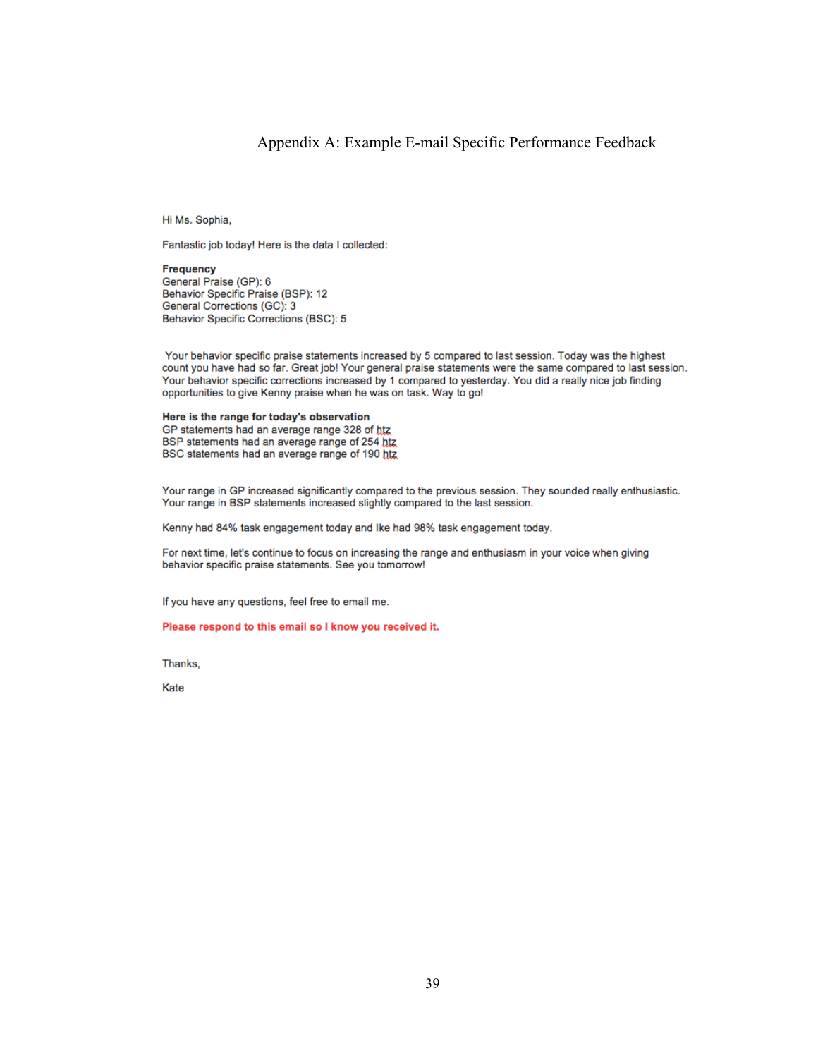# Appendix A: Example E-mail Specific Performance Feedback

Hi Ms. Sophia,

Fantastic job today! Here is the data I collected:

**Frequency**
General Praise (GP): 6
Behavior Specific Praise (BSP): 12
General Corrections (GC): 3
Behavior Specific Corrections (BSC): 5

Your behavior specific praise statements increased by 5 compared to last session. Today was the highest count you have had so far. Great job! Your general praise statements were the same compared to last session. Your behavior specific corrections increased by 1 compared to yesterday. You did a really nice job finding opportunities to give Kenny praise when he was on task. Way to go!

**Here is the range for today's observation**
GP statements had an average range 328 of htz
BSP statements had an average range of 254 htz
BSC statements had an average range of 190 htz

Your range in GP increased significantly compared to the previous session. They sounded really enthusiastic. Your range in BSP statements increased slightly compared to the last session.

Kenny had 84% task engagement today and Ike had 98% task engagement today.

For next time, let's continue to focus on increasing the range and enthusiasm in your voice when giving behavior specific praise statements. See you tomorrow!

If you have any questions, feel free to email me.

**Please respond to this email so I know you received it.**

Thanks,

Kate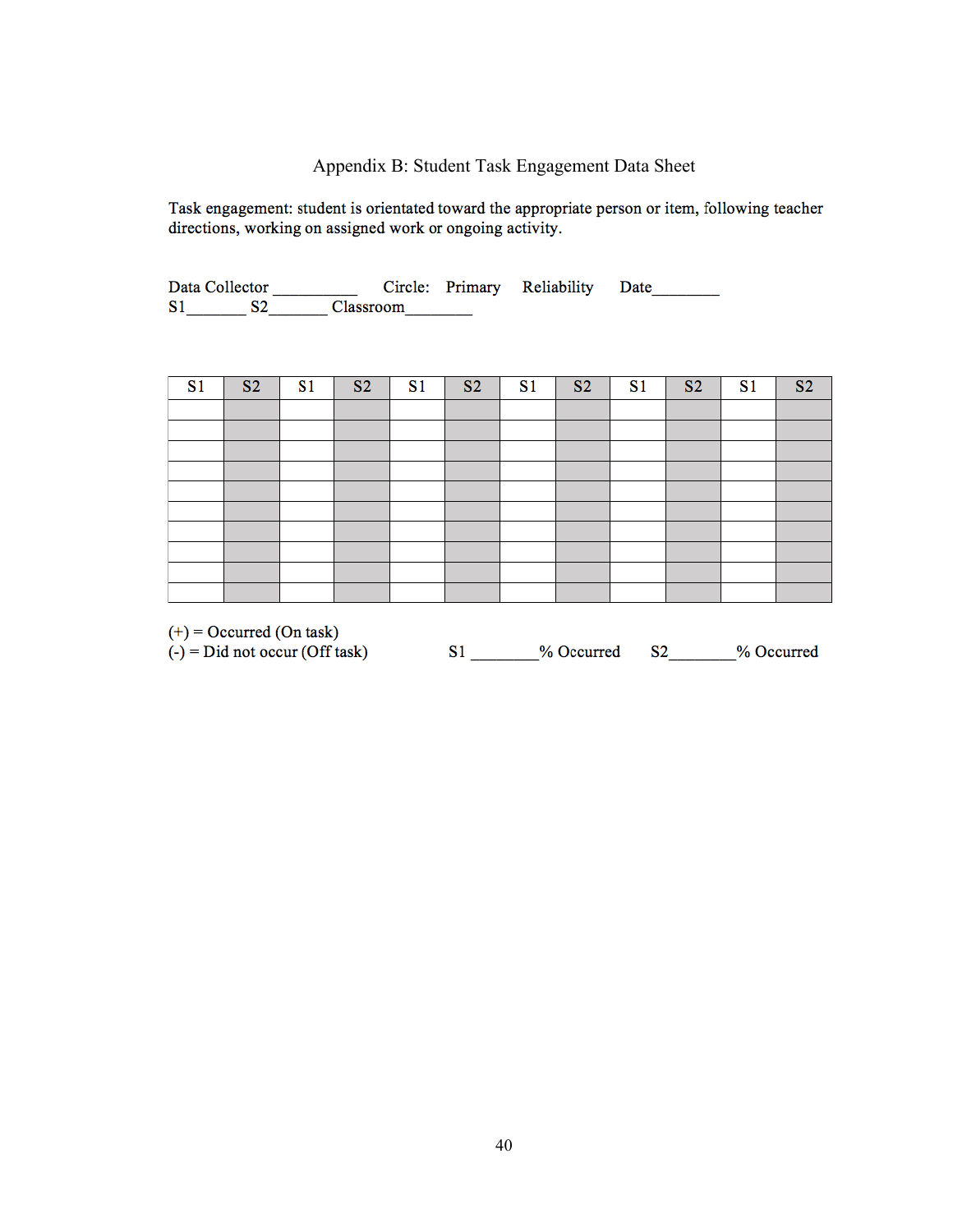# Appendix B: Student Task Engagement Data Sheet

Task engagement: student is orientated toward the appropriate person or item, following teacher directions, working on assigned work or ongoing activity.

Data Collector __________ Circle: Primary Reliability Date________
S1_______ S2_______ Classroom________

| S1 | S2 | S1 | S2 | S1 | S2 | S1 | S2 | S1 | S2 | S1 | S2 |
|---|---|---|---|---|---|---|---|---|---|---|---|
| | | | | | | | | | | | |
| | | | | | | | | | | | |
| | | | | | | | | | | | |
| | | | | | | | | | | | |
| | | | | | | | | | | | |
| | | | | | | | | | | | |
| | | | | | | | | | | | |
| | | | | | | | | | | | |
| | | | | | | | | | | | |
| | | | | | | | | | | | |

(+) = Occurred (On task)
(-) = Did not occur (Off task)     S1 ________% Occurred     S2________% Occurred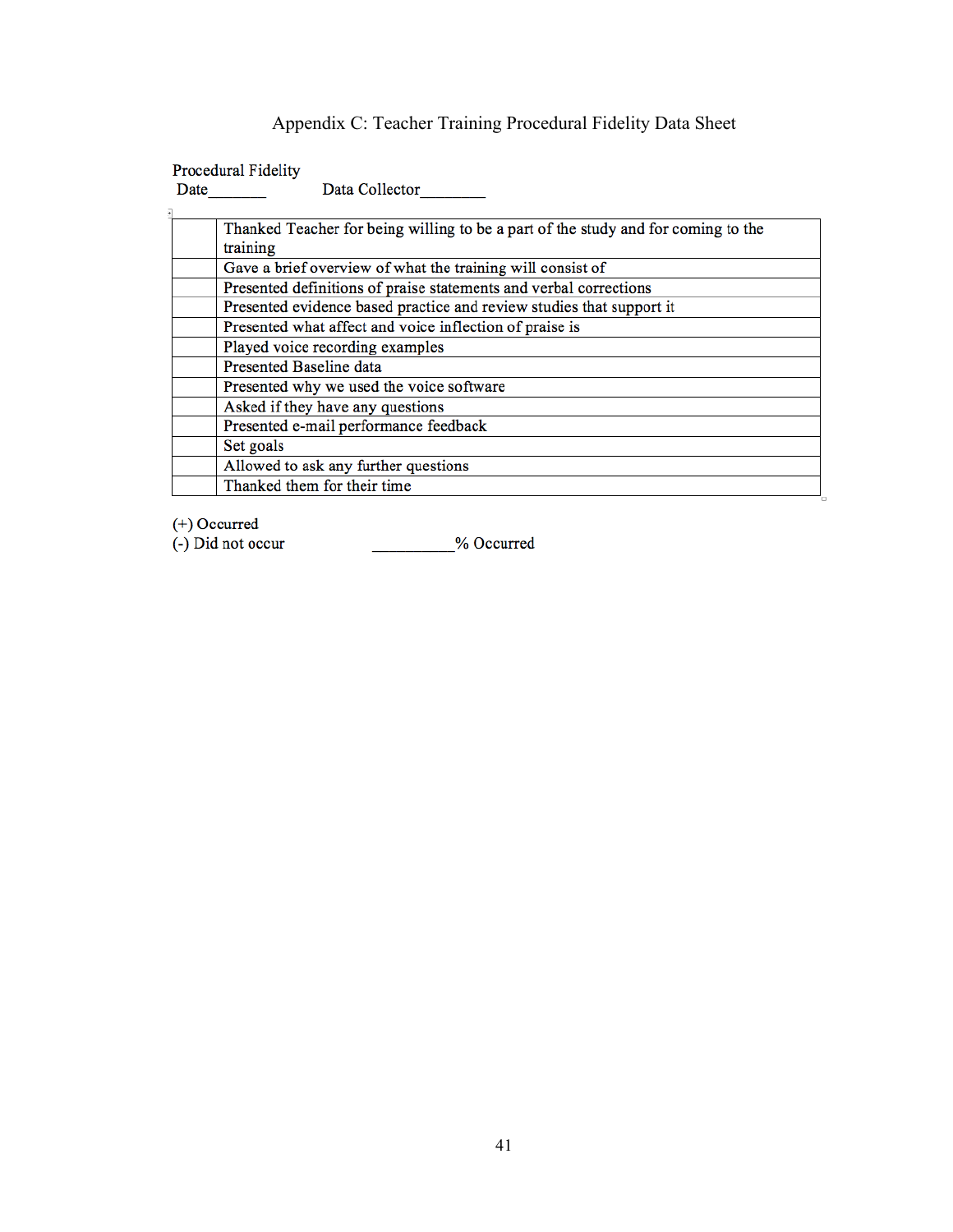# Appendix C: Teacher Training Procedural Fidelity Data Sheet

Procedural Fidelity

Date_______ Data Collector________

| | |
|---|---|
| | Thanked Teacher for being willing to be a part of the study and for coming to the training |
| | Gave a brief overview of what the training will consist of |
| | Presented definitions of praise statements and verbal corrections |
| | Presented evidence based practice and review studies that support it |
| | Presented what affect and voice inflection of praise is |
| | Played voice recording examples |
| | Presented Baseline data |
| | Presented why we used the voice software |
| | Asked if they have any questions |
| | Presented e-mail performance feedback |
| | Set goals |
| | Allowed to ask any further questions |
| | Thanked them for their time |

(+) Occurred

(-) Did not occur __________% Occurred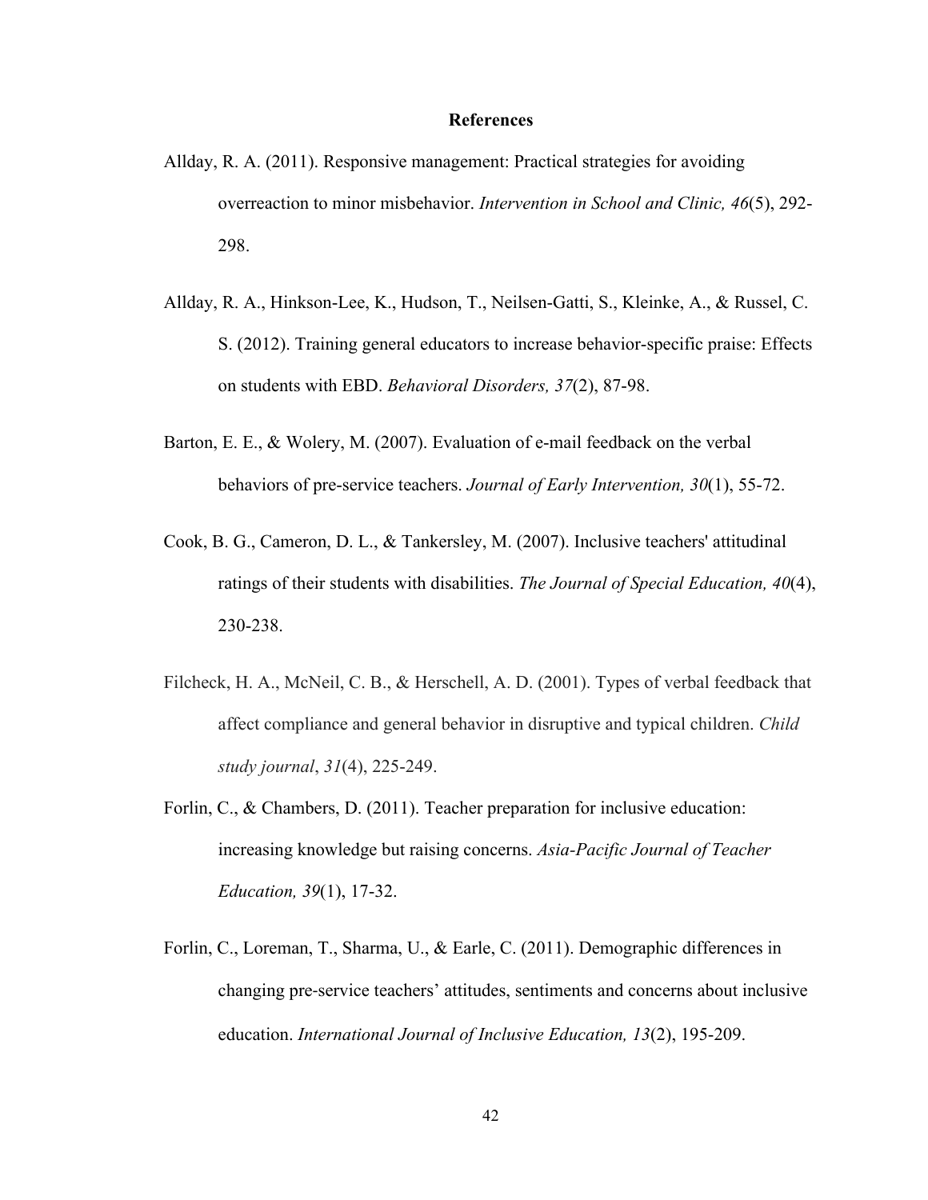# References

Allday, R. A. (2011). Responsive management: Practical strategies for avoiding overreaction to minor misbehavior. *Intervention in School and Clinic, 46*(5), 292-298.

Allday, R. A., Hinkson-Lee, K., Hudson, T., Neilsen-Gatti, S., Kleinke, A., & Russel, C. S. (2012). Training general educators to increase behavior-specific praise: Effects on students with EBD. *Behavioral Disorders, 37*(2), 87-98.

Barton, E. E., & Wolery, M. (2007). Evaluation of e-mail feedback on the verbal behaviors of pre-service teachers. *Journal of Early Intervention, 30*(1), 55-72.

Cook, B. G., Cameron, D. L., & Tankersley, M. (2007). Inclusive teachers' attitudinal ratings of their students with disabilities. *The Journal of Special Education, 40*(4), 230-238.

Filcheck, H. A., McNeil, C. B., & Herschell, A. D. (2001). Types of verbal feedback that affect compliance and general behavior in disruptive and typical children. *Child study journal*, *31*(4), 225-249.

Forlin, C., & Chambers, D. (2011). Teacher preparation for inclusive education: increasing knowledge but raising concerns. *Asia-Pacific Journal of Teacher Education, 39*(1), 17-32.

Forlin, C., Loreman, T., Sharma, U., & Earle, C. (2011). Demographic differences in changing pre-service teachers' attitudes, sentiments and concerns about inclusive education. *International Journal of Inclusive Education, 13*(2), 195-209.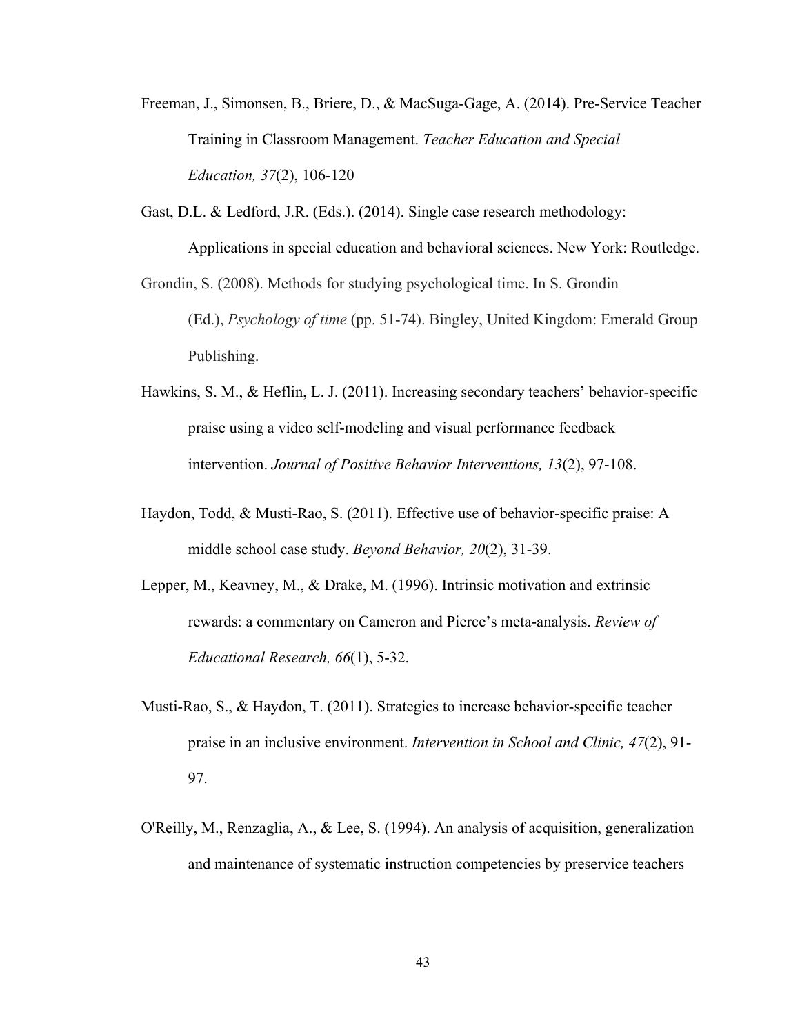Freeman, J., Simonsen, B., Briere, D., & MacSuga-Gage, A. (2014). Pre-Service Teacher Training in Classroom Management. *Teacher Education and Special Education, 37*(2), 106-120

Gast, D.L. & Ledford, J.R. (Eds.). (2014). Single case research methodology: Applications in special education and behavioral sciences. New York: Routledge.

Grondin, S. (2008). Methods for studying psychological time. In S. Grondin (Ed.), *Psychology of time* (pp. 51-74). Bingley, United Kingdom: Emerald Group Publishing.

Hawkins, S. M., & Heflin, L. J. (2011). Increasing secondary teachers' behavior-specific praise using a video self-modeling and visual performance feedback intervention. *Journal of Positive Behavior Interventions, 13*(2), 97-108.

Haydon, Todd, & Musti-Rao, S. (2011). Effective use of behavior-specific praise: A middle school case study. *Beyond Behavior, 20*(2), 31-39.

Lepper, M., Keavney, M., & Drake, M. (1996). Intrinsic motivation and extrinsic rewards: a commentary on Cameron and Pierce's meta-analysis. *Review of Educational Research, 66*(1), 5-32.

Musti-Rao, S., & Haydon, T. (2011). Strategies to increase behavior-specific teacher praise in an inclusive environment. *Intervention in School and Clinic, 47*(2), 91-97.

O'Reilly, M., Renzaglia, A., & Lee, S. (1994). An analysis of acquisition, generalization and maintenance of systematic instruction competencies by preservice teachers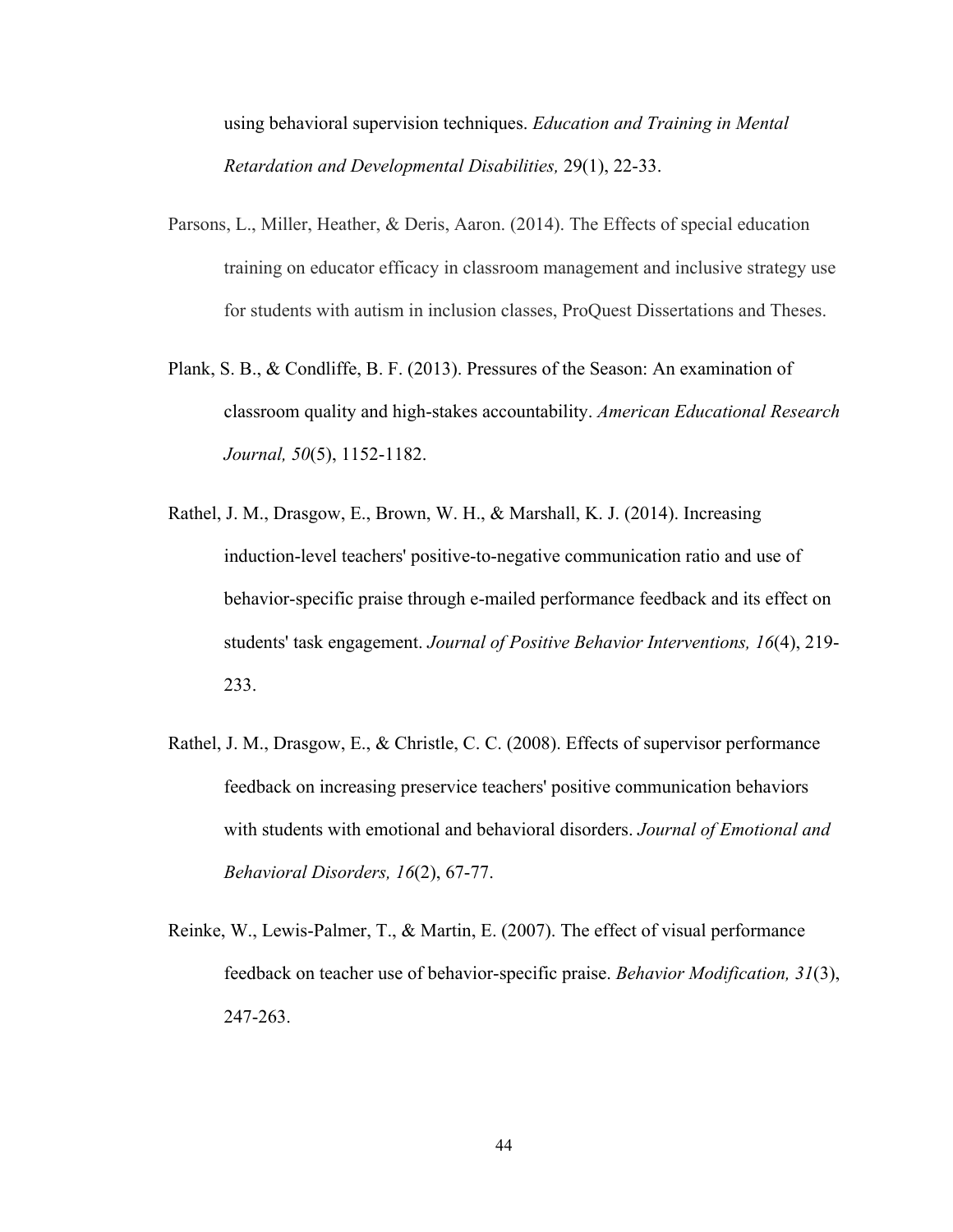using behavioral supervision techniques. *Education and Training in Mental Retardation and Developmental Disabilities,* 29(1), 22-33.

Parsons, L., Miller, Heather, & Deris, Aaron. (2014). The Effects of special education training on educator efficacy in classroom management and inclusive strategy use for students with autism in inclusion classes, ProQuest Dissertations and Theses.

Plank, S. B., & Condliffe, B. F. (2013). Pressures of the Season: An examination of classroom quality and high-stakes accountability. *American Educational Research Journal, 50*(5), 1152-1182.

Rathel, J. M., Drasgow, E., Brown, W. H., & Marshall, K. J. (2014). Increasing induction-level teachers' positive-to-negative communication ratio and use of behavior-specific praise through e-mailed performance feedback and its effect on students' task engagement. *Journal of Positive Behavior Interventions, 16*(4), 219-233.

Rathel, J. M., Drasgow, E., & Christle, C. C. (2008). Effects of supervisor performance feedback on increasing preservice teachers' positive communication behaviors with students with emotional and behavioral disorders. *Journal of Emotional and Behavioral Disorders, 16*(2), 67-77.

Reinke, W., Lewis-Palmer, T., & Martin, E. (2007). The effect of visual performance feedback on teacher use of behavior-specific praise. *Behavior Modification, 31*(3), 247-263.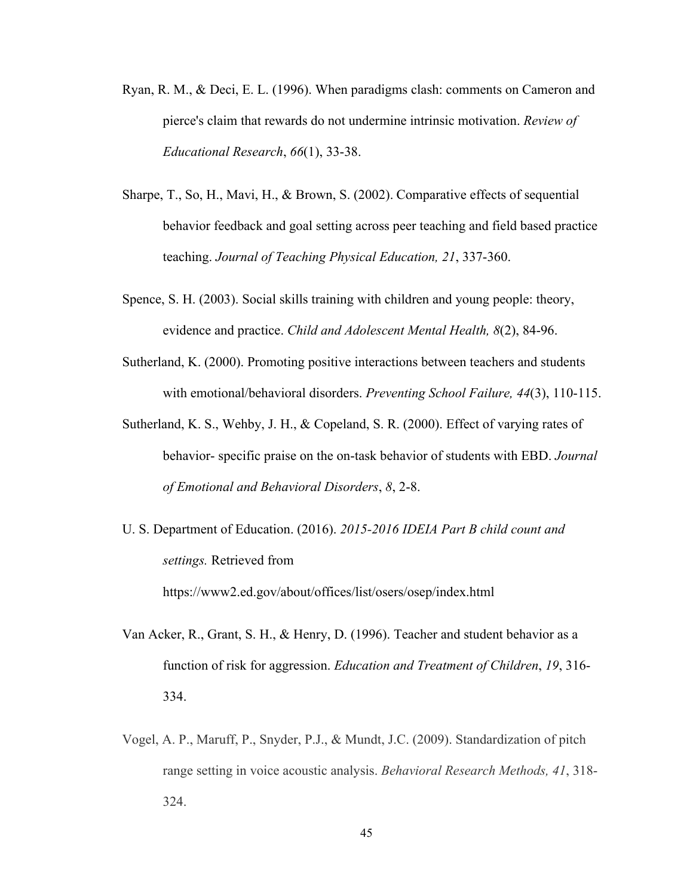Ryan, R. M., & Deci, E. L. (1996). When paradigms clash: comments on Cameron and pierce's claim that rewards do not undermine intrinsic motivation. *Review of Educational Research*, *66*(1), 33-38.

Sharpe, T., So, H., Mavi, H., & Brown, S. (2002). Comparative effects of sequential behavior feedback and goal setting across peer teaching and field based practice teaching. *Journal of Teaching Physical Education, 21*, 337-360.

Spence, S. H. (2003). Social skills training with children and young people: theory, evidence and practice. *Child and Adolescent Mental Health, 8*(2), 84-96.

Sutherland, K. (2000). Promoting positive interactions between teachers and students with emotional/behavioral disorders. *Preventing School Failure, 44*(3), 110-115.

Sutherland, K. S., Wehby, J. H., & Copeland, S. R. (2000). Effect of varying rates of behavior- specific praise on the on-task behavior of students with EBD. *Journal of Emotional and Behavioral Disorders*, *8*, 2-8.

U. S. Department of Education. (2016). *2015-2016 IDEIA Part B child count and settings.* Retrieved from https://www2.ed.gov/about/offices/list/osers/osep/index.html

Van Acker, R., Grant, S. H., & Henry, D. (1996). Teacher and student behavior as a function of risk for aggression. *Education and Treatment of Children*, *19*, 316-334.

Vogel, A. P., Maruff, P., Snyder, P.J., & Mundt, J.C. (2009). Standardization of pitch range setting in voice acoustic analysis. *Behavioral Research Methods, 41*, 318-324.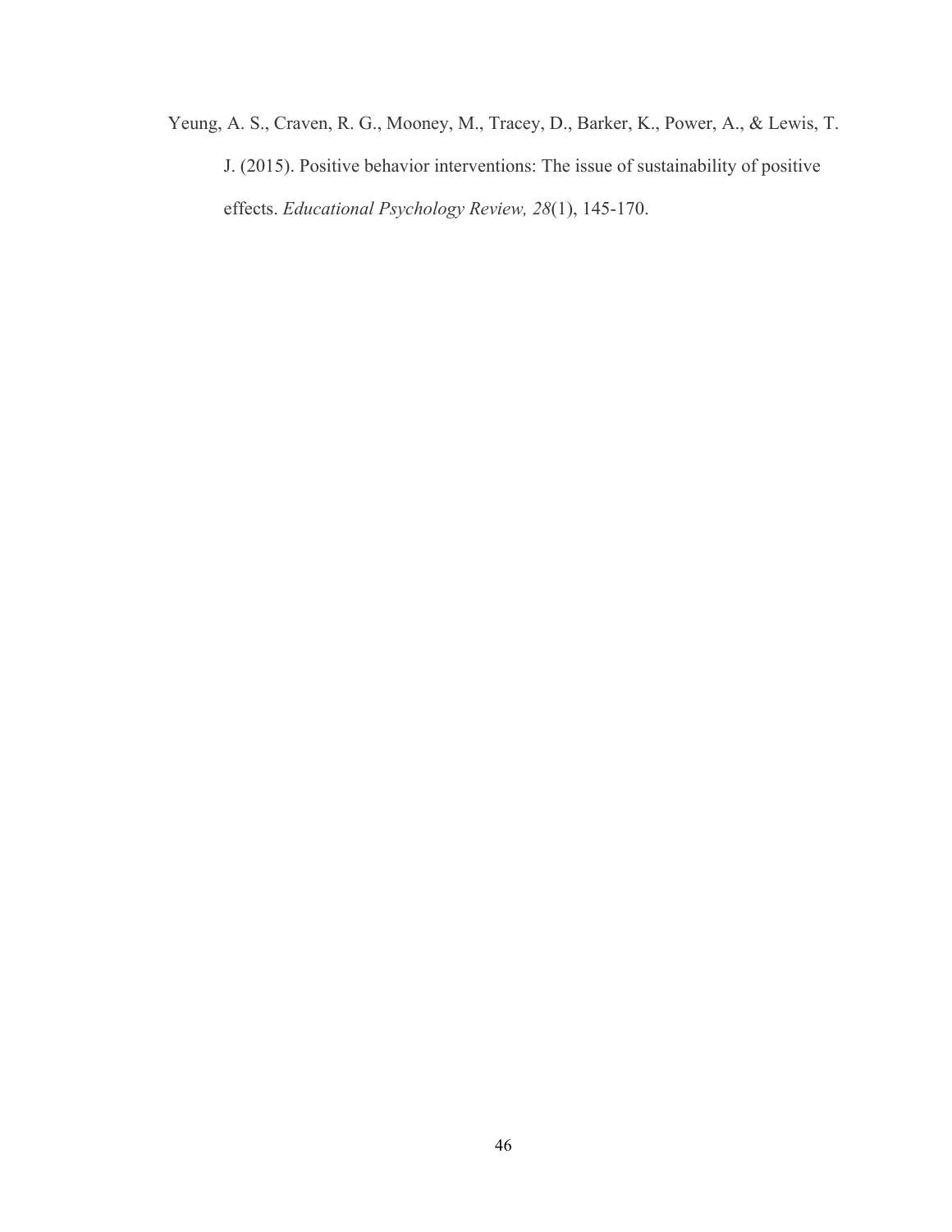Yeung, A. S., Craven, R. G., Mooney, M., Tracey, D., Barker, K., Power, A., & Lewis, T. J. (2015). Positive behavior interventions: The issue of sustainability of positive effects. *Educational Psychology Review, 28*(1), 145-170.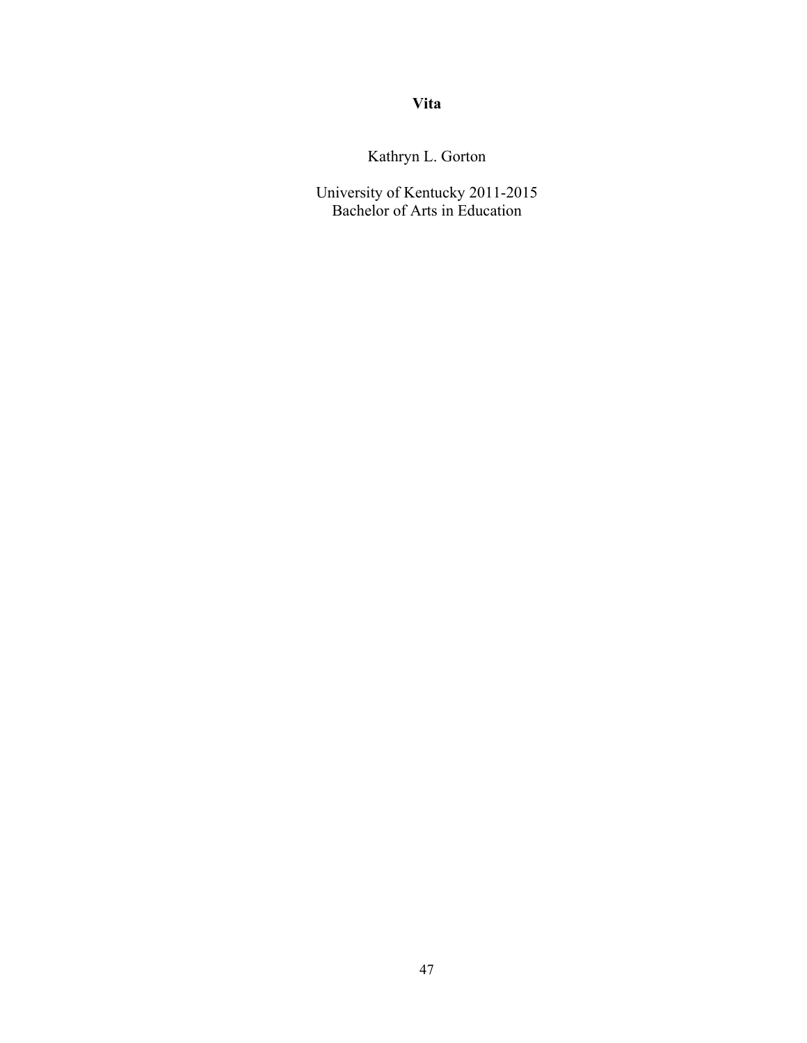# Vita

Kathryn L. Gorton

University of Kentucky 2011-2015
Bachelor of Arts in Education